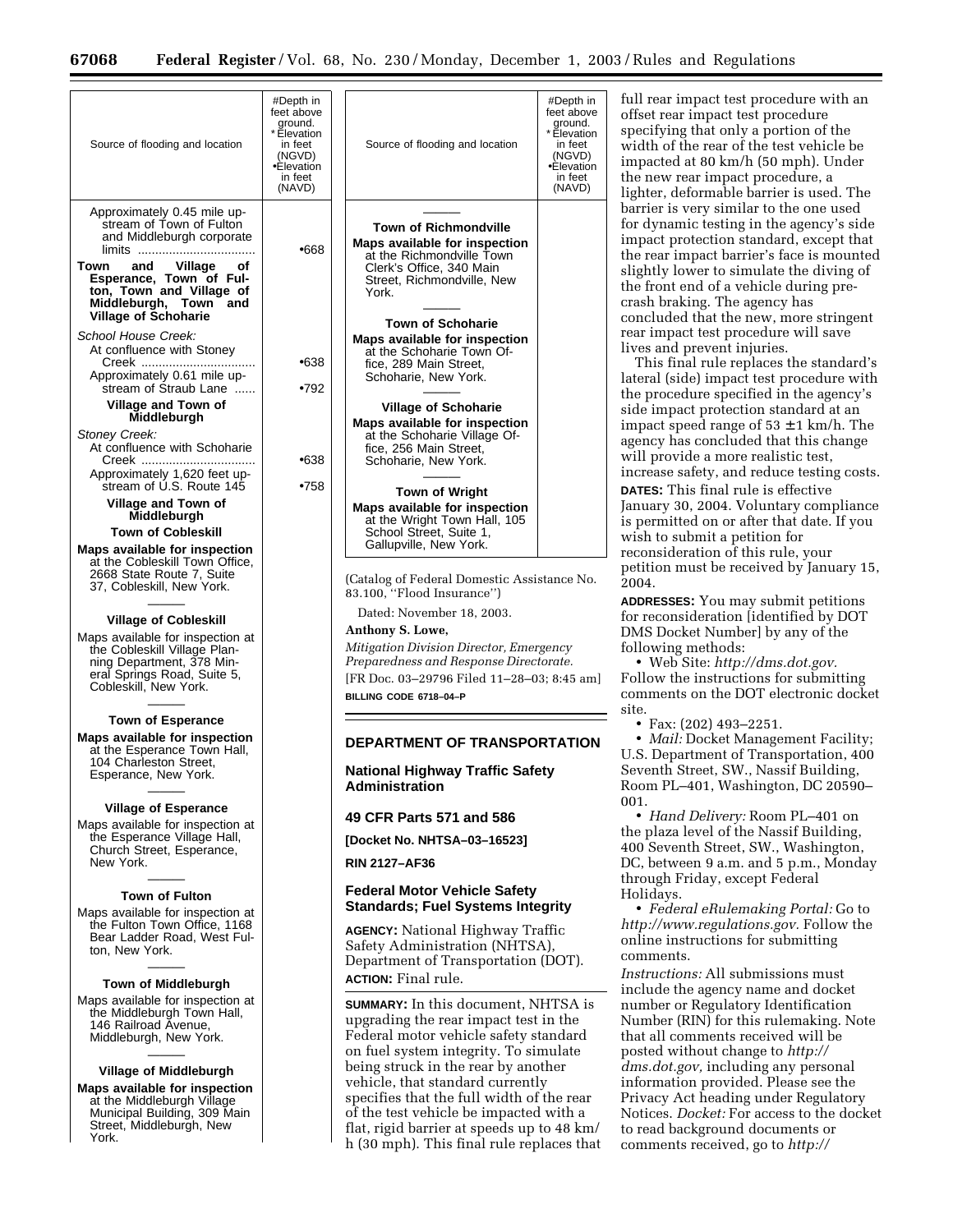| Source of flooding and location | #Depth in feet above ground. *Elevation in feet (NGVD) •Elevation in feet (NAVD) |
|---|---|
| Approximately 0.45 mile upstream of Town of Fulton and Middleburgh corporate limits | •668 |
| **Town and Village of Esperance, Town of Fulton, Town and Village of Middleburgh, Town and Village of Schoharie** | |
| *School House Creek:* | |
| At confluence with Stoney Creek | •638 |
| Approximately 0.61 mile upstream of Straub Lane | •792 |
| **Village and Town of Middleburgh** | |
| *Stoney Creek:* | |
| At confluence with Schoharie Creek | •638 |
| Approximately 1,620 feet upstream of U.S. Route 145 | •758 |
| **Village and Town of Middleburgh** | |
| **Town of Cobleskill** | |
| **Maps available for inspection** at the Cobleskill Town Office, 2668 State Route 7, Suite 37, Cobleskill, New York. | |
| **Village of Cobleskill** | |
| Maps available for inspection at the Cobleskill Village Planning Department, 378 Mineral Springs Road, Suite 5, Cobleskill, New York. | |
| **Town of Esperance** | |
| **Maps available for inspection** at the Esperance Town Hall, 104 Charleston Street, Esperance, New York. | |
| **Village of Esperance** | |
| Maps available for inspection at the Esperance Village Hall, Church Street, Esperance, New York. | |
| **Town of Fulton** | |
| Maps available for inspection at the Fulton Town Office, 1168 Bear Ladder Road, West Fulton, New York. | |
| **Town of Middleburgh** | |
| Maps available for inspection at the Middleburgh Town Hall, 146 Railroad Avenue, Middleburgh, New York. | |
| **Village of Middleburgh** | |
| **Maps available for inspection** at the Middleburgh Village Municipal Building, 309 Main Street, Middleburgh, New York. | |
| **Town of Richmondville** | |
| **Maps available for inspection** at the Richmondville Town Clerk's Office, 340 Main Street, Richmondville, New York. | |
| **Town of Schoharie** | |
| **Maps available for inspection** at the Schoharie Town Office, 289 Main Street, Schoharie, New York. | |
| **Village of Schoharie** | |
| **Maps available for inspection** at the Schoharie Village Office, 256 Main Street, Schoharie, New York. | |
| **Town of Wright** | |
| **Maps available for inspection** at the Wright Town Hall, 105 School Street, Suite 1, Gallupville, New York. | |

(Catalog of Federal Domestic Assistance No. 83.100, ''Flood Insurance'')

Dated: November 18, 2003.

**Anthony S. Lowe,**

*Mitigation Division Director, Emergency Preparedness and Response Directorate.*

[FR Doc. 03–29796 Filed 11–28–03; 8:45 am]

**BILLING CODE 6718–04–P**

## DEPARTMENT OF TRANSPORTATION

### National Highway Traffic Safety Administration

### 49 CFR Parts 571 and 586

**[Docket No. NHTSA–03–16523]**

**RIN 2127–AF36**

### Federal Motor Vehicle Safety Standards; Fuel Systems Integrity

**AGENCY:** National Highway Traffic Safety Administration (NHTSA), Department of Transportation (DOT).

**ACTION:** Final rule.

**SUMMARY:** In this document, NHTSA is upgrading the rear impact test in the Federal motor vehicle safety standard on fuel system integrity. To simulate being struck in the rear by another vehicle, that standard currently specifies that the full width of the rear of the test vehicle be impacted with a flat, rigid barrier at speeds up to 48 km/h (30 mph). This final rule replaces that full rear impact test procedure with an offset rear impact test procedure specifying that only a portion of the width of the rear of the test vehicle be impacted at 80 km/h (50 mph). Under the new rear impact procedure, a lighter, deformable barrier is used. The barrier is very similar to the one used for dynamic testing in the agency's side impact protection standard, except that the rear impact barrier's face is mounted slightly lower to simulate the diving of the front end of a vehicle during pre-crash braking. The agency has concluded that the new, more stringent rear impact test procedure will save lives and prevent injuries.

This final rule replaces the standard's lateral (side) impact test procedure with the procedure specified in the agency's side impact protection standard at an impact speed range of 53 ± 1 km/h. The agency has concluded that this change will provide a more realistic test, increase safety, and reduce testing costs.

**DATES:** This final rule is effective January 30, 2004. Voluntary compliance is permitted on or after that date. If you wish to submit a petition for reconsideration of this rule, your petition must be received by January 15, 2004.

**ADDRESSES:** You may submit petitions for reconsideration [identified by DOT DMS Docket Number] by any of the following methods:

- Web Site: *http://dms.dot.gov.* Follow the instructions for submitting comments on the DOT electronic docket site.
- Fax: (202) 493–2251.
- *Mail:* Docket Management Facility; U.S. Department of Transportation, 400 Seventh Street, SW., Nassif Building, Room PL–401, Washington, DC 20590–001.
- *Hand Delivery:* Room PL–401 on the plaza level of the Nassif Building, 400 Seventh Street, SW., Washington, DC, between 9 a.m. and 5 p.m., Monday through Friday, except Federal Holidays.
- *Federal eRulemaking Portal:* Go to *http://www.regulations.gov.* Follow the online instructions for submitting comments.

*Instructions:* All submissions must include the agency name and docket number or Regulatory Identification Number (RIN) for this rulemaking. Note that all comments received will be posted without change to *http://dms.dot.gov,* including any personal information provided. Please see the Privacy Act heading under Regulatory Notices. *Docket:* For access to the docket to read background documents or comments received, go to *http://*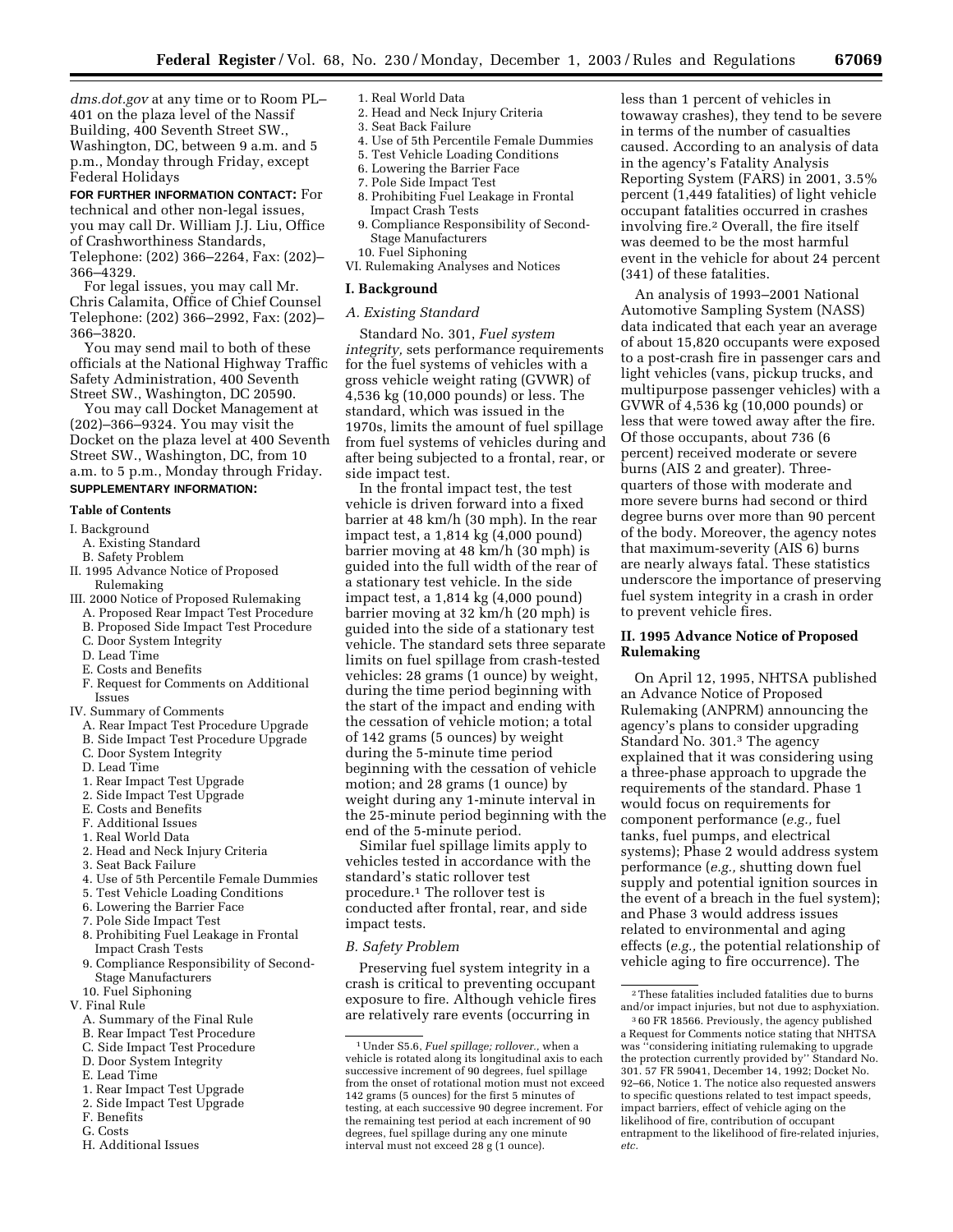dms.dot.gov at any time or to Room PL–401 on the plaza level of the Nassif Building, 400 Seventh Street SW., Washington, DC, between 9 a.m. and 5 p.m., Monday through Friday, except Federal Holidays

**FOR FURTHER INFORMATION CONTACT:** For technical and other non-legal issues, you may call Dr. William J.J. Liu, Office of Crashworthiness Standards, Telephone: (202) 366–2264, Fax: (202)–366–4329.

For legal issues, you may call Mr. Chris Calamita, Office of Chief Counsel Telephone: (202) 366–2992, Fax: (202)–366–3820.

You may send mail to both of these officials at the National Highway Traffic Safety Administration, 400 Seventh Street SW., Washington, DC 20590.

You may call Docket Management at (202)–366–9324. You may visit the Docket on the plaza level at 400 Seventh Street SW., Washington, DC, from 10 a.m. to 5 p.m., Monday through Friday.

**SUPPLEMENTARY INFORMATION:**

**Table of Contents**

I. Background
  A. Existing Standard
  B. Safety Problem
II. 1995 Advance Notice of Proposed Rulemaking
III. 2000 Notice of Proposed Rulemaking
  A. Proposed Rear Impact Test Procedure
  B. Proposed Side Impact Test Procedure
  C. Door System Integrity
  D. Lead Time
  E. Costs and Benefits
  F. Request for Comments on Additional Issues
IV. Summary of Comments
  A. Rear Impact Test Procedure Upgrade
  B. Side Impact Test Procedure Upgrade
  C. Door System Integrity
  D. Lead Time
  1. Rear Impact Test Upgrade
  2. Side Impact Test Upgrade
  E. Costs and Benefits
  F. Additional Issues
  1. Real World Data
  2. Head and Neck Injury Criteria
  3. Seat Back Failure
  4. Use of 5th Percentile Female Dummies
  5. Test Vehicle Loading Conditions
  6. Lowering the Barrier Face
  7. Pole Side Impact Test
  8. Prohibiting Fuel Leakage in Frontal Impact Crash Tests
  9. Compliance Responsibility of Second-Stage Manufacturers
  10. Fuel Siphoning
V. Final Rule
  A. Summary of the Final Rule
  B. Rear Impact Test Procedure
  C. Side Impact Test Procedure
  D. Door System Integrity
  E. Lead Time
  1. Rear Impact Test Upgrade
  2. Side Impact Test Upgrade
  F. Benefits
  G. Costs
  H. Additional Issues
  1. Real World Data
  2. Head and Neck Injury Criteria
  3. Seat Back Failure
  4. Use of 5th Percentile Female Dummies
  5. Test Vehicle Loading Conditions
  6. Lowering the Barrier Face
  7. Pole Side Impact Test
  8. Prohibiting Fuel Leakage in Frontal Impact Crash Tests
  9. Compliance Responsibility of Second-Stage Manufacturers
  10. Fuel Siphoning
VI. Rulemaking Analyses and Notices

## I. Background

### A. Existing Standard

Standard No. 301, *Fuel system integrity,* sets performance requirements for the fuel systems of vehicles with a gross vehicle weight rating (GVWR) of 4,536 kg (10,000 pounds) or less. The standard, which was issued in the 1970s, limits the amount of fuel spillage from fuel systems of vehicles during and after being subjected to a frontal, rear, or side impact test.

In the frontal impact test, the test vehicle is driven forward into a fixed barrier at 48 km/h (30 mph). In the rear impact test, a 1,814 kg (4,000 pound) barrier moving at 48 km/h (30 mph) is guided into the full width of the rear of a stationary test vehicle. In the side impact test, a 1,814 kg (4,000 pound) barrier moving at 32 km/h (20 mph) is guided into the side of a stationary test vehicle. The standard sets three separate limits on fuel spillage from crash-tested vehicles: 28 grams (1 ounce) by weight, during the time period beginning with the start of the impact and ending with the cessation of vehicle motion; a total of 142 grams (5 ounces) by weight during the 5-minute time period beginning with the cessation of vehicle motion; and 28 grams (1 ounce) by weight during any 1-minute interval in the 25-minute period beginning with the end of the 5-minute period.

Similar fuel spillage limits apply to vehicles tested in accordance with the standard's static rollover test procedure.[1] The rollover test is conducted after frontal, rear, and side impact tests.

### B. Safety Problem

Preserving fuel system integrity in a crash is critical to preventing occupant exposure to fire. Although vehicle fires are relatively rare events (occurring in less than 1 percent of vehicles in towaway crashes), they tend to be severe in terms of the number of casualties caused. According to an analysis of data in the agency's Fatality Analysis Reporting System (FARS) in 2001, 3.5% percent (1,449 fatalities) of light vehicle occupant fatalities occurred in crashes involving fire.[2] Overall, the fire itself was deemed to be the most harmful event in the vehicle for about 24 percent (341) of these fatalities.

An analysis of 1993–2001 National Automotive Sampling System (NASS) data indicated that each year an average of about 15,820 occupants were exposed to a post-crash fire in passenger cars and light vehicles (vans, pickup trucks, and multipurpose passenger vehicles) with a GVWR of 4,536 kg (10,000 pounds) or less that were towed away after the fire. Of those occupants, about 736 (6 percent) received moderate or severe burns (AIS 2 and greater). Three-quarters of those with moderate and more severe burns had second or third degree burns over more than 90 percent of the body. Moreover, the agency notes that maximum-severity (AIS 6) burns are nearly always fatal. These statistics underscore the importance of preserving fuel system integrity in a crash in order to prevent vehicle fires.

## II. 1995 Advance Notice of Proposed Rulemaking

On April 12, 1995, NHTSA published an Advance Notice of Proposed Rulemaking (ANPRM) announcing the agency's plans to consider upgrading Standard No. 301.[3] The agency explained that it was considering using a three-phase approach to upgrade the requirements of the standard. Phase 1 would focus on requirements for component performance (*e.g.,* fuel tanks, fuel pumps, and electrical systems); Phase 2 would address system performance (*e.g.,* shutting down fuel supply and potential ignition sources in the event of a breach in the fuel system); and Phase 3 would address issues related to environmental and aging effects (*e.g.,* the potential relationship of vehicle aging to fire occurrence). The

---

[1] Under S5.6, *Fuel spillage; rollover.,* when a vehicle is rotated along its longitudinal axis to each successive increment of 90 degrees, fuel spillage from the onset of rotational motion must not exceed 142 grams (5 ounces) for the first 5 minutes of testing, at each successive 90 degree increment. For the remaining test period at each increment of 90 degrees, fuel spillage during any one minute interval must not exceed 28 g (1 ounce).

[2] These fatalities included fatalities due to burns and/or impact injuries, but not due to asphyxiation.

[3] 60 FR 18566. Previously, the agency published a Request for Comments notice stating that NHTSA was "considering initiating rulemaking to upgrade the protection currently provided by" Standard No. 301. 57 FR 59041, December 14, 1992; Docket No. 92–66, Notice 1. The notice also requested answers to specific questions related to test impact speeds, impact barriers, effect of vehicle aging on the likelihood of fire, contribution of occupant entrapment to the likelihood of fire-related injuries, *etc.*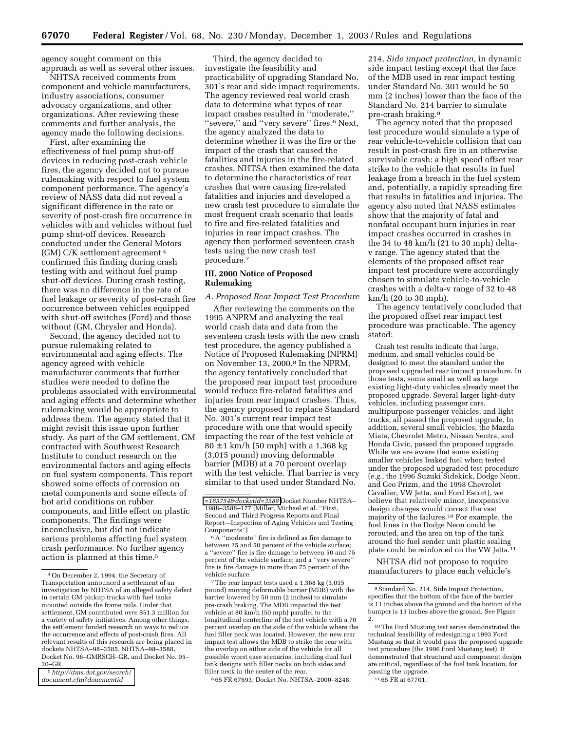agency sought comment on this approach as well as several other issues.

NHTSA received comments from component and vehicle manufacturers, industry associations, consumer advocacy organizations, and other organizations. After reviewing these comments and further analysis, the agency made the following decisions.

First, after examining the effectiveness of fuel pump shut-off devices in reducing post-crash vehicle fires, the agency decided not to pursue rulemaking with respect to fuel system component performance. The agency's review of NASS data did not reveal a significant difference in the rate or severity of post-crash fire occurrence in vehicles with and vehicles without fuel pump shut-off devices. Research conducted under the General Motors (GM) C/K settlement agreement [4] confirmed this finding during crash testing with and without fuel pump shut-off devices. During crash testing, there was no difference in the rate of fuel leakage or severity of post-crash fire occurrence between vehicles equipped with shut-off switches (Ford) and those without (GM, Chrysler and Honda).

Second, the agency decided not to pursue rulemaking related to environmental and aging effects. The agency agreed with vehicle manufacturer comments that further studies were needed to define the problems associated with environmental and aging effects and determine whether rulemaking would be appropriate to address them. The agency stated that it might revisit this issue upon further study. As part of the GM settlement, GM contracted with Southwest Research Institute to conduct research on the environmental factors and aging effects on fuel system components. This report showed some effects of corrosion on metal components and some effects of hot arid conditions on rubber components, and little effect on plastic components. The findings were inconclusive, but did not indicate serious problems affecting fuel system crash performance. No further agency action is planned at this time.[5]

Third, the agency decided to investigate the feasibility and practicability of upgrading Standard No. 301's rear and side impact requirements. The agency reviewed real world crash data to determine what types of rear impact crashes resulted in ''moderate,'' ''severe,'' and ''very severe'' fires.[6] Next, the agency analyzed the data to determine whether it was the fire or the impact of the crash that caused the fatalities and injuries in the fire-related crashes. NHTSA then examined the data to determine the characteristics of rear crashes that were causing fire-related fatalities and injuries and developed a new crash test procedure to simulate the most frequent crash scenario that leads to fire and fire-related fatalities and injuries in rear impact crashes. The agency then performed seventeen crash tests using the new crash test procedure.[7]

## III. 2000 Notice of Proposed Rulemaking

### *A. Proposed Rear Impact Test Procedure*

After reviewing the comments on the 1995 ANPRM and analyzing the real world crash data and data from the seventeen crash tests with the new crash test procedure, the agency published a Notice of Proposed Rulemaking (NPRM) on November 13, 2000.[8] In the NPRM, the agency tentatively concluded that the proposed rear impact test procedure would reduce fire-related fatalities and injuries from rear impact crashes. Thus, the agency proposed to replace Standard No. 301's current rear impact test procedure with one that would specify impacting the rear of the test vehicle at 80 ±1 km/h (50 mph) with a 1,368 kg (3,015 pound) moving deformable barrier (MDB) at a 70 percent overlap with the test vehicle. That barrier is very similar to that used under Standard No. 214, *Side impact protection,* in dynamic side impact testing except that the face of the MDB used in rear impact testing under Standard No. 301 would be 50 mm (2 inches) lower than the face of the Standard No. 214 barrier to simulate pre-crash braking.[9]

The agency noted that the proposed test procedure would simulate a type of rear vehicle-to-vehicle collision that can result in post-crash fire in an otherwise survivable crash: a high speed offset rear strike to the vehicle that results in fuel leakage from a breach in the fuel system and, potentially, a rapidly spreading fire that results in fatalities and injuries. The agency also noted that NASS estimates show that the majority of fatal and nonfatal occupant burn injuries in rear impact crashes occurred in crashes in the 34 to 48 km/h (21 to 30 mph) delta-v range. The agency stated that the elements of the proposed offset rear impact test procedure were accordingly chosen to simulate vehicle-to-vehicle crashes with a delta-v range of 32 to 48 km/h (20 to 30 mph).

The agency tentatively concluded that the proposed offset rear impact test procedure was practicable. The agency stated:

> Crash test results indicate that large, medium, and small vehicles could be designed to meet the standard under the proposed upgraded rear impact procedure. In those tests, some small as well as large existing light-duty vehicles already meet the proposed upgrade. Several larger light-duty vehicles, including passenger cars, multipurpose passenger vehicles, and light trucks, all passed the proposed upgrade. In addition, several small vehicles, the Mazda Miata, Chevrolet Metro, Nissan Sentra, and Honda Civic, passed the proposed upgrade. While we are aware that some existing smaller vehicles leaked fuel when tested under the proposed upgraded test procedure (*e.g.*, the 1996 Suzuki Sidekick, Dodge Neon, and Geo Prizm, and the 1998 Chevrolet Cavalier, VW Jetta, and Ford Escort), we believe that relatively minor, inexpensive design changes would correct the vast majority of the failures.[10] For example, the fuel lines in the Dodge Neon could be rerouted, and the area on top of the tank around the fuel sender unit plastic sealing plate could be reinforced on the VW Jetta.[11]

NHTSA did not propose to require manufacturers to place each vehicle's

---

[4] On December 2, 1994, the Secretary of Transportation announced a settlement of an investigation by NHTSA of an alleged safety defect in certain GM pickup trucks with fuel tanks mounted outside the frame rails. Under that settlement, GM contributed over $51.3 million for a variety of safety initiatives. Among other things, the settlement funded research on ways to reduce the occurrence and effects of post-crash fires. All relevant results of this research are being placed in dockets NHTSA–98–3585, NHTSA–98–3588, Docket No. 96–GMRSCH–GR, and Docket No. 95–20–GR.

[5] *http://dms.dot.gov/search/document.cfm?doucmentid=183754&docketid=3588* Docket Number NHTSA–1988–3588–177 (Miller, Michael et al. ''First, Second and Third Progress Reports and Final Report—Inspection of Aging Vehicles and Testing Components'')

[6] A ''moderate'' fire is defined as fire damage to between 25 and 50 percent of the vehicle surface; a ''severe'' fire is fire damage to between 50 and 75 percent of the vehicle surface; and a ''very severe'' fire is fire damage to more than 75 percent of the vehicle surface.

[7] The rear impact tests used a 1,368 kg (3,015 pound) moving deformable barrier (MDB) with the barrier lowered by 50 mm (2 inches) to simulate pre-crash braking. The MDB impacted the test vehicle at 80 km/h (50 mph) parallel to the longitudinal centerline of the test vehicle with a 70 percent overlap on the side of the vehicle where the fuel filler neck was located. However, the new rear impact test allows the MDB to strike the rear with the overlap on either side of the vehicle for all possible worst case scenarios, including dual fuel tank designs with filler necks on both sides and filler neck in the center of the rear.

[8] 65 FR 67693, Docket No. NHTSA–2000–8248.

[9] Standard No. 214, Side Impact Protection, specifies that the bottom of the face of the barrier is 11 inches above the ground and the bottom of the bumper is 13 inches above the ground. See Figure 2.

[10] The Ford Mustang test series demonstrated the technical feasibility of redesigning a 1993 Ford Mustang so that it would pass the proposed upgrade test procedure (the 1996 Ford Mustang test). It demonstrated that structural and component design are critical, regardless of the fuel tank location, for passing the upgrade.

[11] 65 FR at 67701.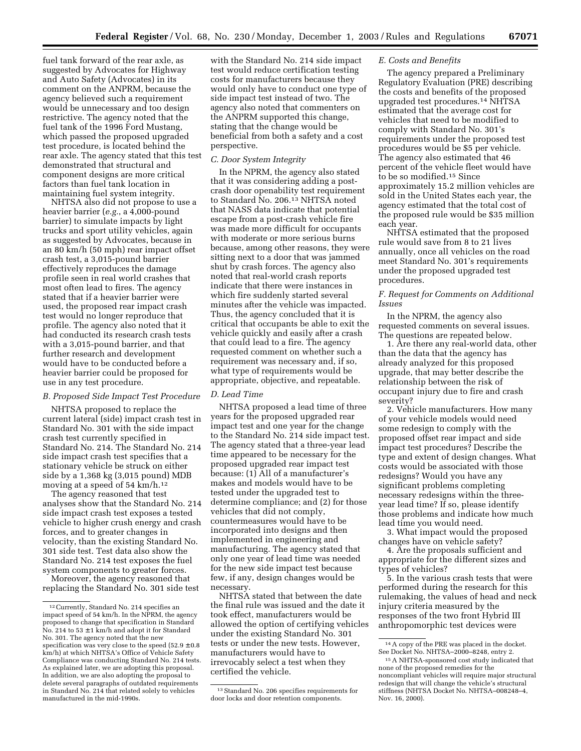fuel tank forward of the rear axle, as suggested by Advocates for Highway and Auto Safety (Advocates) in its comment on the ANPRM, because the agency believed such a requirement would be unnecessary and too design restrictive. The agency noted that the fuel tank of the 1996 Ford Mustang, which passed the proposed upgraded test procedure, is located behind the rear axle. The agency stated that this test demonstrated that structural and component designs are more critical factors than fuel tank location in maintaining fuel system integrity.

NHTSA also did not propose to use a heavier barrier (*e.g.*, a 4,000-pound barrier) to simulate impacts by light trucks and sport utility vehicles, again as suggested by Advocates, because in an 80 km/h (50 mph) rear impact offset crash test, a 3,015-pound barrier effectively reproduces the damage profile seen in real world crashes that most often lead to fires. The agency stated that if a heavier barrier were used, the proposed rear impact crash test would no longer reproduce that profile. The agency also noted that it had conducted its research crash tests with a 3,015-pound barrier, and that further research and development would have to be conducted before a heavier barrier could be proposed for use in any test procedure.

### *B. Proposed Side Impact Test Procedure*

NHTSA proposed to replace the current lateral (side) impact crash test in Standard No. 301 with the side impact crash test currently specified in Standard No. 214. The Standard No. 214 side impact crash test specifies that a stationary vehicle be struck on either side by a 1,368 kg (3,015 pound) MDB moving at a speed of 54 km/h.[12]

The agency reasoned that test analyses show that the Standard No. 214 side impact crash test exposes a tested vehicle to higher crush energy and crash forces, and to greater changes in velocity, than the existing Standard No. 301 side test. Test data also show the Standard No. 214 test exposes the fuel system components to greater forces.

Moreover, the agency reasoned that replacing the Standard No. 301 side test with the Standard No. 214 side impact test would reduce certification testing costs for manufacturers because they would only have to conduct one type of side impact test instead of two. The agency also noted that commenters on the ANPRM supported this change, stating that the change would be beneficial from both a safety and a cost perspective.

### *C. Door System Integrity*

In the NPRM, the agency also stated that it was considering adding a post-crash door openability test requirement to Standard No. 206.[13] NHTSA noted that NASS data indicate that potential escape from a post-crash vehicle fire was made more difficult for occupants with moderate or more serious burns because, among other reasons, they were sitting next to a door that was jammed shut by crash forces. The agency also noted that real-world crash reports indicate that there were instances in which fire suddenly started several minutes after the vehicle was impacted. Thus, the agency concluded that it is critical that occupants be able to exit the vehicle quickly and easily after a crash that could lead to a fire. The agency requested comment on whether such a requirement was necessary and, if so, what type of requirements would be appropriate, objective, and repeatable.

### *D. Lead Time*

NHTSA proposed a lead time of three years for the proposed upgraded rear impact test and one year for the change to the Standard No. 214 side impact test. The agency stated that a three-year lead time appeared to be necessary for the proposed upgraded rear impact test because: (1) All of a manufacturer's makes and models would have to be tested under the upgraded test to determine compliance; and (2) for those vehicles that did not comply, countermeasures would have to be incorporated into designs and then implemented in engineering and manufacturing. The agency stated that only one year of lead time was needed for the new side impact test because few, if any, design changes would be necessary.

NHTSA stated that between the date the final rule was issued and the date it took effect, manufacturers would be allowed the option of certifying vehicles under the existing Standard No. 301 tests or under the new tests. However, manufacturers would have to irrevocably select a test when they certified the vehicle.

### *E. Costs and Benefits*

The agency prepared a Preliminary Regulatory Evaluation (PRE) describing the costs and benefits of the proposed upgraded test procedures.[14] NHTSA estimated that the average cost for vehicles that need to be modified to comply with Standard No. 301's requirements under the proposed test procedures would be $5 per vehicle. The agency also estimated that 46 percent of the vehicle fleet would have to be so modified.[15] Since approximately 15.2 million vehicles are sold in the United States each year, the agency estimated that the total cost of the proposed rule would be $35 million each year.

NHTSA estimated that the proposed rule would save from 8 to 21 lives annually, once all vehicles on the road meet Standard No. 301's requirements under the proposed upgraded test procedures.

### *F. Request for Comments on Additional Issues*

In the NPRM, the agency also requested comments on several issues. The questions are repeated below.

1. Are there any real-world data, other than the data that the agency has already analyzed for this proposed upgrade, that may better describe the relationship between the risk of occupant injury due to fire and crash severity?

2. Vehicle manufacturers. How many of your vehicle models would need some redesign to comply with the proposed offset rear impact and side impact test procedures? Describe the type and extent of design changes. What costs would be associated with those redesigns? Would you have any significant problems completing necessary redesigns within the three-year lead time? If so, please identify those problems and indicate how much lead time you would need.

3. What impact would the proposed changes have on vehicle safety?

4. Are the proposals sufficient and appropriate for the different sizes and types of vehicles?

5. In the various crash tests that were performed during the research for this rulemaking, the values of head and neck injury criteria measured by the responses of the two front Hybrid III anthropomorphic test devices were

---

[12] Currently, Standard No. 214 specifies an impact speed of 54 km/h. In the NPRM, the agency proposed to change that specification in Standard No. 214 to 53 ±1 km/h and adopt it for Standard No. 301. The agency noted that the new specification was very close to the speed (52.9 ±0.8 km/h) at which NHTSA's Office of Vehicle Safety Compliance was conducting Standard No. 214 tests. As explained later, we are adopting this proposal. In addition, we are also adopting the proposal to delete several paragraphs of outdated requirements in Standard No. 214 that related solely to vehicles manufactured in the mid-1990s.

[13] Standard No. 206 specifies requirements for door locks and door retention components.

[14] A copy of the PRE was placed in the docket. See Docket No. NHTSA–2000–8248, entry 2.

[15] A NHTSA-sponsored cost study indicated that none of the proposed remedies for the noncompliant vehicles will require major structural redesign that will change the vehicle's structural stiffness (NHTSA Docket No. NHTSA–008248–4, Nov. 16, 2000).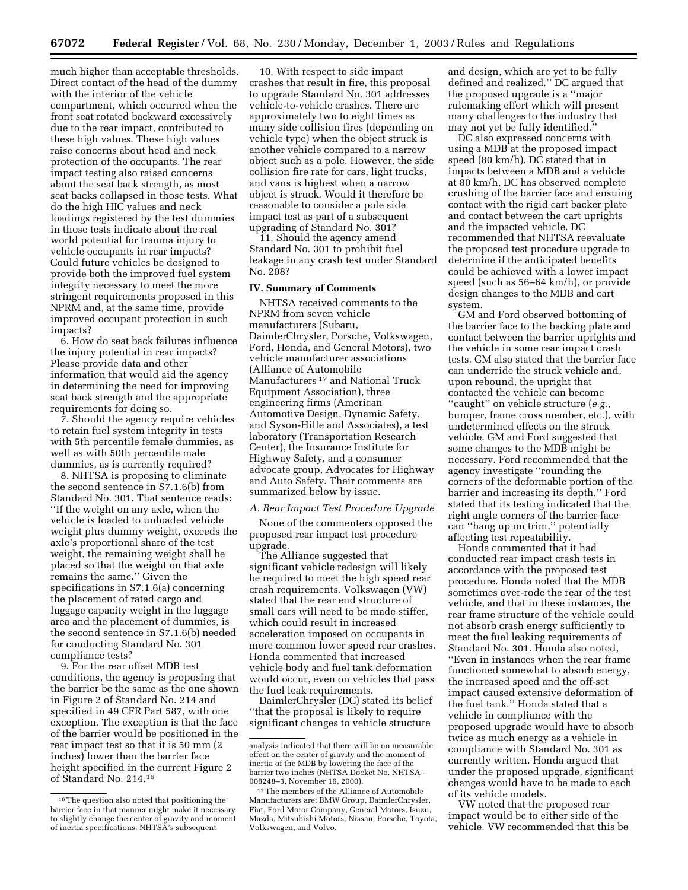much higher than acceptable thresholds. Direct contact of the head of the dummy with the interior of the vehicle compartment, which occurred when the front seat rotated backward excessively due to the rear impact, contributed to these high values. These high values raise concerns about head and neck protection of the occupants. The rear impact testing also raised concerns about the seat back strength, as most seat backs collapsed in those tests. What do the high HIC values and neck loadings registered by the test dummies in those tests indicate about the real world potential for trauma injury to vehicle occupants in rear impacts? Could future vehicles be designed to provide both the improved fuel system integrity necessary to meet the more stringent requirements proposed in this NPRM and, at the same time, provide improved occupant protection in such impacts?

6. How do seat back failures influence the injury potential in rear impacts? Please provide data and other information that would aid the agency in determining the need for improving seat back strength and the appropriate requirements for doing so.

7. Should the agency require vehicles to retain fuel system integrity in tests with 5th percentile female dummies, as well as with 50th percentile male dummies, as is currently required?

8. NHTSA is proposing to eliminate the second sentence in S7.1.6(b) from Standard No. 301. That sentence reads: ''If the weight on any axle, when the vehicle is loaded to unloaded vehicle weight plus dummy weight, exceeds the axle's proportional share of the test weight, the remaining weight shall be placed so that the weight on that axle remains the same.'' Given the specifications in S7.1.6(a) concerning the placement of rated cargo and luggage capacity weight in the luggage area and the placement of dummies, is the second sentence in S7.1.6(b) needed for conducting Standard No. 301 compliance tests?

9. For the rear offset MDB test conditions, the agency is proposing that the barrier be the same as the one shown in Figure 2 of Standard No. 214 and specified in 49 CFR Part 587, with one exception. The exception is that the face of the barrier would be positioned in the rear impact test so that it is 50 mm (2 inches) lower than the barrier face height specified in the current Figure 2 of Standard No. 214.[16]

10. With respect to side impact crashes that result in fire, this proposal to upgrade Standard No. 301 addresses vehicle-to-vehicle crashes. There are approximately two to eight times as many side collision fires (depending on vehicle type) when the object struck is another vehicle compared to a narrow object such as a pole. However, the side collision fire rate for cars, light trucks, and vans is highest when a narrow object is struck. Would it therefore be reasonable to consider a pole side impact test as part of a subsequent upgrading of Standard No. 301?

11. Should the agency amend Standard No. 301 to prohibit fuel leakage in any crash test under Standard No. 208?

## IV. Summary of Comments

NHTSA received comments to the NPRM from seven vehicle manufacturers (Subaru, DaimlerChrysler, Porsche, Volkswagen, Ford, Honda, and General Motors), two vehicle manufacturer associations (Alliance of Automobile Manufacturers[17] and National Truck Equipment Association), three engineering firms (American Automotive Design, Dynamic Safety, and Syson-Hille and Associates), a test laboratory (Transportation Research Center), the Insurance Institute for Highway Safety, and a consumer advocate group, Advocates for Highway and Auto Safety. Their comments are summarized below by issue.

### *A. Rear Impact Test Procedure Upgrade*

None of the commenters opposed the proposed rear impact test procedure upgrade.

The Alliance suggested that significant vehicle redesign will likely be required to meet the high speed rear crash requirements. Volkswagen (VW) stated that the rear end structure of small cars will need to be made stiffer, which could result in increased acceleration imposed on occupants in more common lower speed rear crashes. Honda commented that increased vehicle body and fuel tank deformation would occur, even on vehicles that pass the fuel leak requirements.

DaimlerChrysler (DC) stated its belief ''that the proposal is likely to require significant changes to vehicle structure and design, which are yet to be fully defined and realized.'' DC argued that the proposed upgrade is a ''major rulemaking effort which will present many challenges to the industry that may not yet be fully identified.''

DC also expressed concerns with using a MDB at the proposed impact speed (80 km/h). DC stated that in impacts between a MDB and a vehicle at 80 km/h, DC has observed complete crushing of the barrier face and ensuing contact with the rigid cart backer plate and contact between the cart uprights and the impacted vehicle. DC recommended that NHTSA reevaluate the proposed test procedure upgrade to determine if the anticipated benefits could be achieved with a lower impact speed (such as 56–64 km/h), or provide design changes to the MDB and cart system.

GM and Ford observed bottoming of the barrier face to the backing plate and contact between the barrier uprights and the vehicle in some rear impact crash tests. GM also stated that the barrier face can underride the struck vehicle and, upon rebound, the upright that contacted the vehicle can become ''caught'' on vehicle structure (*e.g.*, bumper, frame cross member, etc.), with undetermined effects on the struck vehicle. GM and Ford suggested that some changes to the MDB might be necessary. Ford recommended that the agency investigate ''rounding the corners of the deformable portion of the barrier and increasing its depth.'' Ford stated that its testing indicated that the right angle corners of the barrier face can ''hang up on trim,'' potentially affecting test repeatability.

Honda commented that it had conducted rear impact crash tests in accordance with the proposed test procedure. Honda noted that the MDB sometimes over-rode the rear of the test vehicle, and that in these instances, the rear frame structure of the vehicle could not absorb crash energy sufficiently to meet the fuel leaking requirements of Standard No. 301. Honda also noted, ''Even in instances when the rear frame functioned somewhat to absorb energy, the increased speed and the off-set impact caused extensive deformation of the fuel tank.'' Honda stated that a vehicle in compliance with the proposed upgrade would have to absorb twice as much energy as a vehicle in compliance with Standard No. 301 as currently written. Honda argued that under the proposed upgrade, significant changes would have to be made to each of its vehicle models.

VW noted that the proposed rear impact would be to either side of the vehicle. VW recommended that this be

---

[16] The question also noted that positioning the barrier face in that manner might make it necessary to slightly change the center of gravity and moment of inertia specifications. NHTSA's subsequent analysis indicated that there will be no measurable effect on the center of gravity and the moment of inertia of the MDB by lowering the face of the barrier two inches (NHTSA Docket No. NHTSA–008248–3, November 16, 2000).

[17] The members of the Alliance of Automobile Manufacturers are: BMW Group, DaimlerChrysler, Fiat, Ford Motor Company, General Motors, Isuzu, Mazda, Mitsubishi Motors, Nissan, Porsche, Toyota, Volkswagen, and Volvo.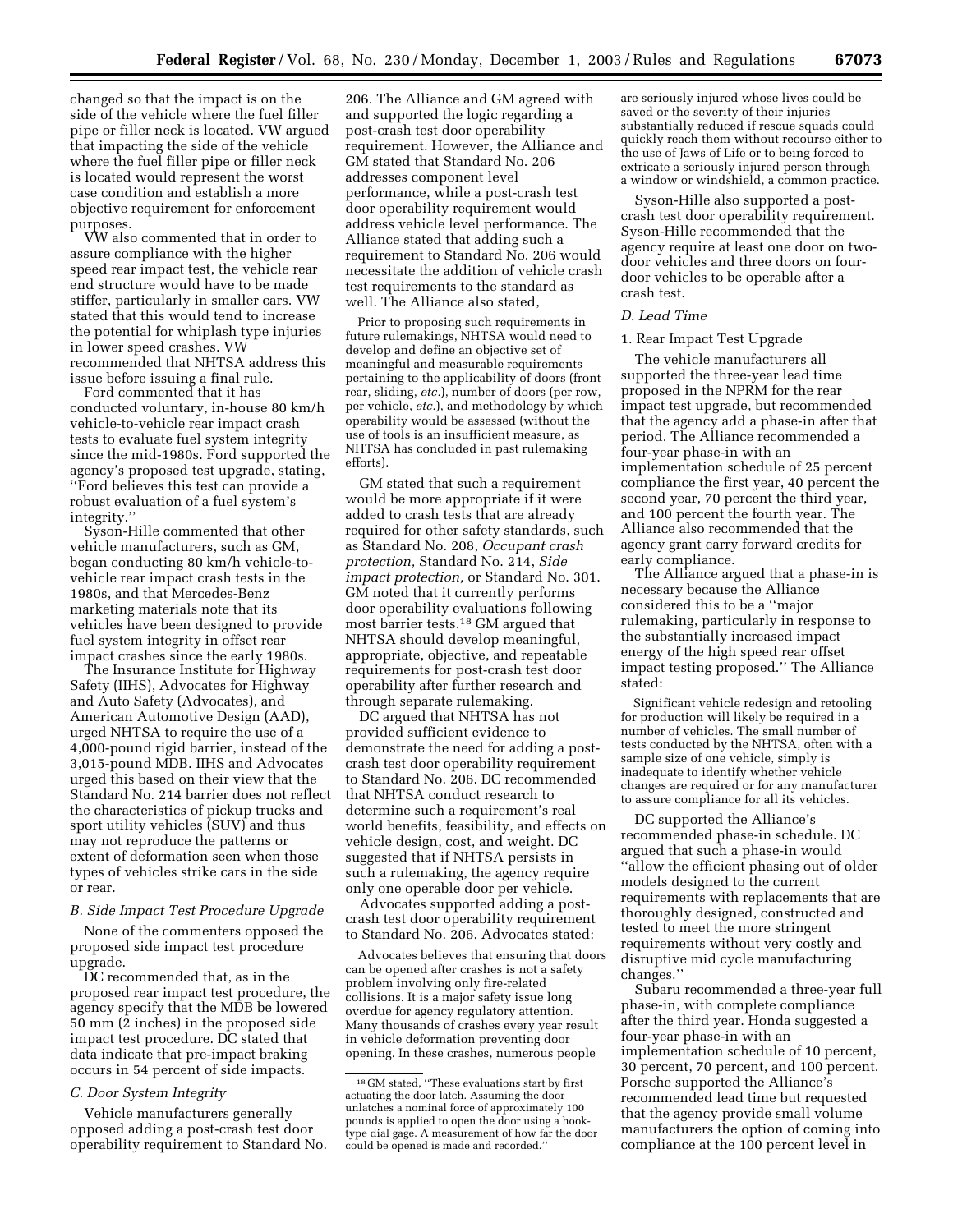changed so that the impact is on the side of the vehicle where the fuel filler pipe or filler neck is located. VW argued that impacting the side of the vehicle where the fuel filler pipe or filler neck is located would represent the worst case condition and establish a more objective requirement for enforcement purposes.

VW also commented that in order to assure compliance with the higher speed rear impact test, the vehicle rear end structure would have to be made stiffer, particularly in smaller cars. VW stated that this would tend to increase the potential for whiplash type injuries in lower speed crashes. VW recommended that NHTSA address this issue before issuing a final rule.

Ford commented that it has conducted voluntary, in-house 80 km/h vehicle-to-vehicle rear impact crash tests to evaluate fuel system integrity since the mid-1980s. Ford supported the agency's proposed test upgrade, stating, ''Ford believes this test can provide a robust evaluation of a fuel system's integrity.''

Syson-Hille commented that other vehicle manufacturers, such as GM, began conducting 80 km/h vehicle-to-vehicle rear impact crash tests in the 1980s, and that Mercedes-Benz marketing materials note that its vehicles have been designed to provide fuel system integrity in offset rear impact crashes since the early 1980s.

The Insurance Institute for Highway Safety (IIHS), Advocates for Highway and Auto Safety (Advocates), and American Automotive Design (AAD), urged NHTSA to require the use of a 4,000-pound rigid barrier, instead of the 3,015-pound MDB. IIHS and Advocates urged this based on their view that the Standard No. 214 barrier does not reflect the characteristics of pickup trucks and sport utility vehicles (SUV) and thus may not reproduce the patterns or extent of deformation seen when those types of vehicles strike cars in the side or rear.

### B. Side Impact Test Procedure Upgrade

None of the commenters opposed the proposed side impact test procedure upgrade.

DC recommended that, as in the proposed rear impact test procedure, the agency specify that the MDB be lowered 50 mm (2 inches) in the proposed side impact test procedure. DC stated that data indicate that pre-impact braking occurs in 54 percent of side impacts.

### C. Door System Integrity

Vehicle manufacturers generally opposed adding a post-crash test door operability requirement to Standard No. 206. The Alliance and GM agreed with and supported the logic regarding a post-crash test door operability requirement. However, the Alliance and GM stated that Standard No. 206 addresses component level performance, while a post-crash test door operability requirement would address vehicle level performance. The Alliance stated that adding such a requirement to Standard No. 206 would necessitate the addition of vehicle crash test requirements to the standard as well. The Alliance also stated,

> Prior to proposing such requirements in future rulemakings, NHTSA would need to develop and define an objective set of meaningful and measurable requirements pertaining to the applicability of doors (front rear, sliding, *etc.*), number of doors (per row, per vehicle, *etc.*), and methodology by which operability would be assessed (without the use of tools is an insufficient measure, as NHTSA has concluded in past rulemaking efforts).

GM stated that such a requirement would be more appropriate if it were added to crash tests that are already required for other safety standards, such as Standard No. 208, *Occupant crash protection,* Standard No. 214, *Side impact protection,* or Standard No. 301. GM noted that it currently performs door operability evaluations following most barrier tests.[18] GM argued that NHTSA should develop meaningful, appropriate, objective, and repeatable requirements for post-crash test door operability after further research and through separate rulemaking.

DC argued that NHTSA has not provided sufficient evidence to demonstrate the need for adding a post-crash test door operability requirement to Standard No. 206. DC recommended that NHTSA conduct research to determine such a requirement's real world benefits, feasibility, and effects on vehicle design, cost, and weight. DC suggested that if NHTSA persists in such a rulemaking, the agency require only one operable door per vehicle.

Advocates supported adding a post-crash test door operability requirement to Standard No. 206. Advocates stated:

> Advocates believes that ensuring that doors can be opened after crashes is not a safety problem involving only fire-related collisions. It is a major safety issue long overdue for agency regulatory attention. Many thousands of crashes every year result in vehicle deformation preventing door opening. In these crashes, numerous people are seriously injured whose lives could be saved or the severity of their injuries substantially reduced if rescue squads could quickly reach them without recourse either to the use of Jaws of Life or to being forced to extricate a seriously injured person through a window or windshield, a common practice.

Syson-Hille also supported a post-crash test door operability requirement. Syson-Hille recommended that the agency require at least one door on two-door vehicles and three doors on four-door vehicles to be operable after a crash test.

### D. Lead Time

#### 1. Rear Impact Test Upgrade

The vehicle manufacturers all supported the three-year lead time proposed in the NPRM for the rear impact test upgrade, but recommended that the agency add a phase-in after that period. The Alliance recommended a four-year phase-in with an implementation schedule of 25 percent compliance the first year, 40 percent the second year, 70 percent the third year, and 100 percent the fourth year. The Alliance also recommended that the agency grant carry forward credits for early compliance.

The Alliance argued that a phase-in is necessary because the Alliance considered this to be a ''major rulemaking, particularly in response to the substantially increased impact energy of the high speed rear offset impact testing proposed.'' The Alliance stated:

> Significant vehicle redesign and retooling for production will likely be required in a number of vehicles. The small number of tests conducted by the NHTSA, often with a sample size of one vehicle, simply is inadequate to identify whether vehicle changes are required or for any manufacturer to assure compliance for all its vehicles.

DC supported the Alliance's recommended phase-in schedule. DC argued that such a phase-in would ''allow the efficient phasing out of older models designed to the current requirements with replacements that are thoroughly designed, constructed and tested to meet the more stringent requirements without very costly and disruptive mid cycle manufacturing changes.''

Subaru recommended a three-year full phase-in, with complete compliance after the third year. Honda suggested a four-year phase-in with an implementation schedule of 10 percent, 30 percent, 70 percent, and 100 percent. Porsche supported the Alliance's recommended lead time but requested that the agency provide small volume manufacturers the option of coming into compliance at the 100 percent level in

[18] GM stated, ''These evaluations start by first actuating the door latch. Assuming the door unlatches a nominal force of approximately 100 pounds is applied to open the door using a hook-type dial gage. A measurement of how far the door could be opened is made and recorded.''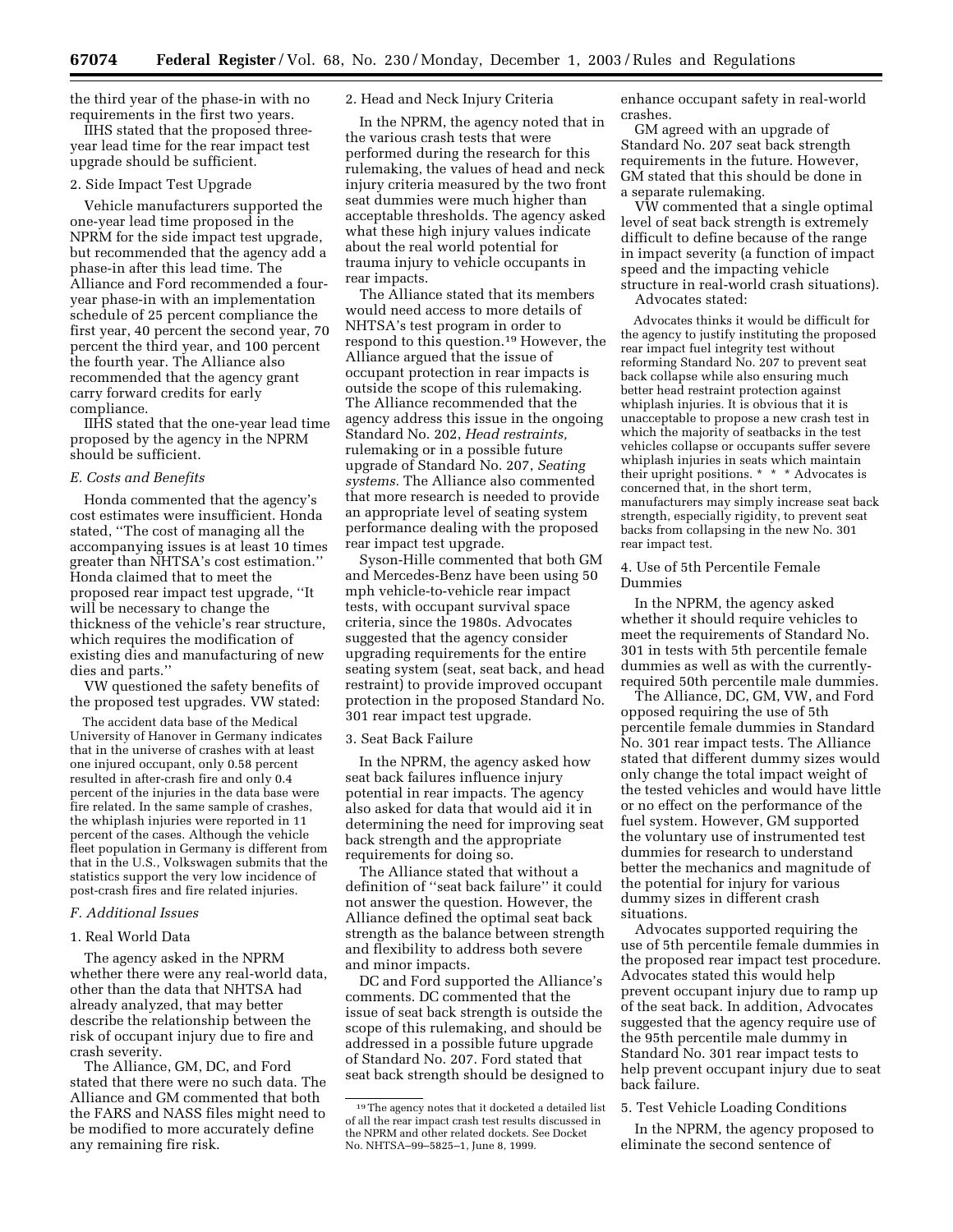the third year of the phase-in with no requirements in the first two years.

IIHS stated that the proposed three-year lead time for the rear impact test upgrade should be sufficient.

2. Side Impact Test Upgrade

Vehicle manufacturers supported the one-year lead time proposed in the NPRM for the side impact test upgrade, but recommended that the agency add a phase-in after this lead time. The Alliance and Ford recommended a four-year phase-in with an implementation schedule of 25 percent compliance the first year, 40 percent the second year, 70 percent the third year, and 100 percent the fourth year. The Alliance also recommended that the agency grant carry forward credits for early compliance.

IIHS stated that the one-year lead time proposed by the agency in the NPRM should be sufficient.

### *E. Costs and Benefits*

Honda commented that the agency's cost estimates were insufficient. Honda stated, "The cost of managing all the accompanying issues is at least 10 times greater than NHTSA's cost estimation." Honda claimed that to meet the proposed rear impact test upgrade, "It will be necessary to change the thickness of the vehicle's rear structure, which requires the modification of existing dies and manufacturing of new dies and parts."

VW questioned the safety benefits of the proposed test upgrades. VW stated:

> The accident data base of the Medical University of Hanover in Germany indicates that in the universe of crashes with at least one injured occupant, only 0.58 percent resulted in after-crash fire and only 0.4 percent of the injuries in the data base were fire related. In the same sample of crashes, the whiplash injuries were reported in 11 percent of the cases. Although the vehicle fleet population in Germany is different from that in the U.S., Volkswagen submits that the statistics support the very low incidence of post-crash fires and fire related injuries.

### *F. Additional Issues*

1. Real World Data

The agency asked in the NPRM whether there were any real-world data, other than the data that NHTSA had already analyzed, that may better describe the relationship between the risk of occupant injury due to fire and crash severity.

The Alliance, GM, DC, and Ford stated that there were no such data. The Alliance and GM commented that both the FARS and NASS files might need to be modified to more accurately define any remaining fire risk.

2. Head and Neck Injury Criteria

In the NPRM, the agency noted that in the various crash tests that were performed during the research for this rulemaking, the values of head and neck injury criteria measured by the two front seat dummies were much higher than acceptable thresholds. The agency asked what these high injury values indicate about the real world potential for trauma injury to vehicle occupants in rear impacts.

The Alliance stated that its members would need access to more details of NHTSA's test program in order to respond to this question.[19] However, the Alliance argued that the issue of occupant protection in rear impacts is outside the scope of this rulemaking. The Alliance recommended that the agency address this issue in the ongoing Standard No. 202, *Head restraints,* rulemaking or in a possible future upgrade of Standard No. 207, *Seating systems.* The Alliance also commented that more research is needed to provide an appropriate level of seating system performance dealing with the proposed rear impact test upgrade.

Syson-Hille commented that both GM and Mercedes-Benz have been using 50 mph vehicle-to-vehicle rear impact tests, with occupant survival space criteria, since the 1980s. Advocates suggested that the agency consider upgrading requirements for the entire seating system (seat, seat back, and head restraint) to provide improved occupant protection in the proposed Standard No. 301 rear impact test upgrade.

3. Seat Back Failure

In the NPRM, the agency asked how seat back failures influence injury potential in rear impacts. The agency also asked for data that would aid it in determining the need for improving seat back strength and the appropriate requirements for doing so.

The Alliance stated that without a definition of "seat back failure" it could not answer the question. However, the Alliance defined the optimal seat back strength as the balance between strength and flexibility to address both severe and minor impacts.

DC and Ford supported the Alliance's comments. DC commented that the issue of seat back strength is outside the scope of this rulemaking, and should be addressed in a possible future upgrade of Standard No. 207. Ford stated that seat back strength should be designed to enhance occupant safety in real-world crashes.

GM agreed with an upgrade of Standard No. 207 seat back strength requirements in the future. However, GM stated that this should be done in a separate rulemaking.

VW commented that a single optimal level of seat back strength is extremely difficult to define because of the range in impact severity (a function of impact speed and the impacting vehicle structure in real-world crash situations).

Advocates stated:

> Advocates thinks it would be difficult for the agency to justify instituting the proposed rear impact fuel integrity test without reforming Standard No. 207 to prevent seat back collapse while also ensuring much better head restraint protection against whiplash injuries. It is obvious that it is unacceptable to propose a new crash test in which the majority of seatbacks in the test vehicles collapse or occupants suffer severe whiplash injuries in seats which maintain their upright positions. * * * Advocates is concerned that, in the short term, manufacturers may simply increase seat back strength, especially rigidity, to prevent seat backs from collapsing in the new No. 301 rear impact test.

4. Use of 5th Percentile Female Dummies

In the NPRM, the agency asked whether it should require vehicles to meet the requirements of Standard No. 301 in tests with 5th percentile female dummies as well as with the currently-required 50th percentile male dummies.

The Alliance, DC, GM, VW, and Ford opposed requiring the use of 5th percentile female dummies in Standard No. 301 rear impact tests. The Alliance stated that different dummy sizes would only change the total impact weight of the tested vehicles and would have little or no effect on the performance of the fuel system. However, GM supported the voluntary use of instrumented test dummies for research to understand better the mechanics and magnitude of the potential for injury for various dummy sizes in different crash situations.

Advocates supported requiring the use of 5th percentile female dummies in the proposed rear impact test procedure. Advocates stated this would help prevent occupant injury due to ramp up of the seat back. In addition, Advocates suggested that the agency require use of the 95th percentile male dummy in Standard No. 301 rear impact tests to help prevent occupant injury due to seat back failure.

5. Test Vehicle Loading Conditions

In the NPRM, the agency proposed to eliminate the second sentence of

---

[19] The agency notes that it docketed a detailed list of all the rear impact crash test results discussed in the NPRM and other related dockets. See Docket No. NHTSA–99–5825–1, June 8, 1999.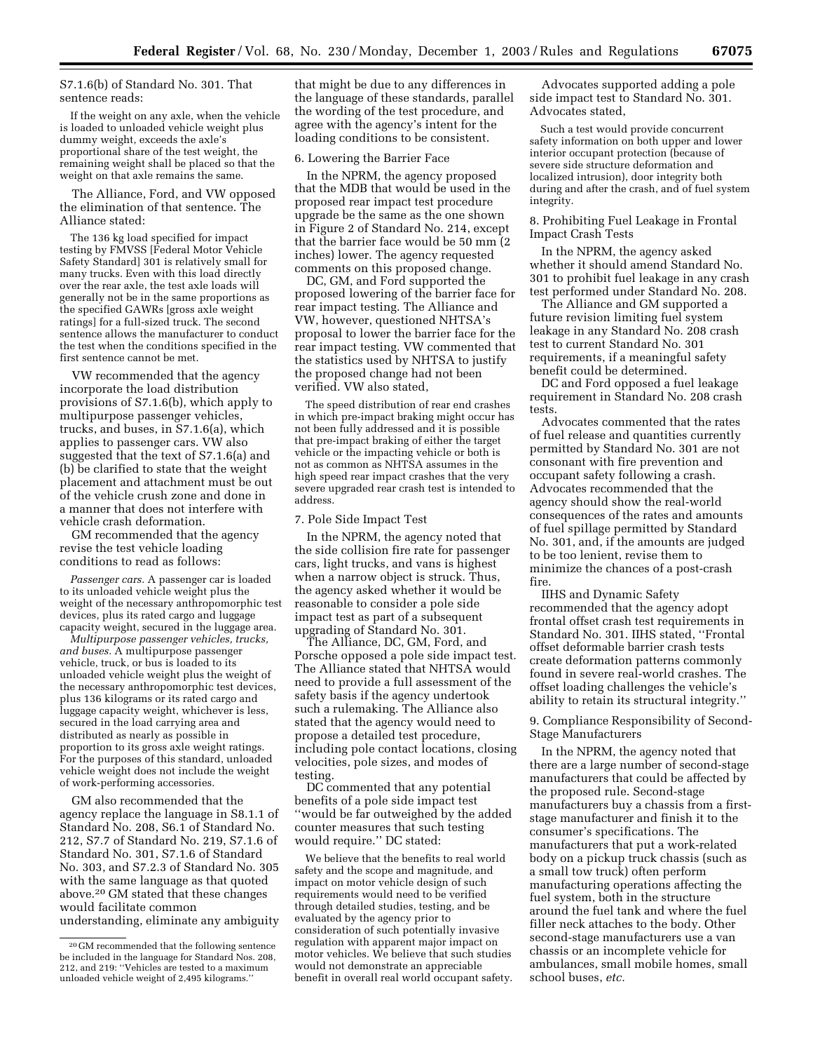S7.1.6(b) of Standard No. 301. That sentence reads:

> If the weight on any axle, when the vehicle is loaded to unloaded vehicle weight plus dummy weight, exceeds the axle's proportional share of the test weight, the remaining weight shall be placed so that the weight on that axle remains the same.

The Alliance, Ford, and VW opposed the elimination of that sentence. The Alliance stated:

> The 136 kg load specified for impact testing by FMVSS [Federal Motor Vehicle Safety Standard] 301 is relatively small for many trucks. Even with this load directly over the rear axle, the test axle loads will generally not be in the same proportions as the specified GAWRs [gross axle weight ratings] for a full-sized truck. The second sentence allows the manufacturer to conduct the test when the conditions specified in the first sentence cannot be met.

VW recommended that the agency incorporate the load distribution provisions of S7.1.6(b), which apply to multipurpose passenger vehicles, trucks, and buses, in S7.1.6(a), which applies to passenger cars. VW also suggested that the text of S7.1.6(a) and (b) be clarified to state that the weight placement and attachment must be out of the vehicle crush zone and done in a manner that does not interfere with vehicle crash deformation.

GM recommended that the agency revise the test vehicle loading conditions to read as follows:

> *Passenger cars.* A passenger car is loaded to its unloaded vehicle weight plus the weight of the necessary anthropomorphic test devices, plus its rated cargo and luggage capacity weight, secured in the luggage area.
>
> *Multipurpose passenger vehicles, trucks, and buses.* A multipurpose passenger vehicle, truck, or bus is loaded to its unloaded vehicle weight plus the weight of the necessary anthropomorphic test devices, plus 136 kilograms or its rated cargo and luggage capacity weight, whichever is less, secured in the load carrying area and distributed as nearly as possible in proportion to its gross axle weight ratings. For the purposes of this standard, unloaded vehicle weight does not include the weight of work-performing accessories.

GM also recommended that the agency replace the language in S8.1.1 of Standard No. 208, S6.1 of Standard No. 212, S7.7 of Standard No. 219, S7.1.6 of Standard No. 301, S7.1.6 of Standard No. 303, and S7.2.3 of Standard No. 305 with the same language as that quoted above.[20] GM stated that these changes would facilitate common understanding, eliminate any ambiguity that might be due to any differences in the language of these standards, parallel the wording of the test procedure, and agree with the agency's intent for the loading conditions to be consistent.

6. Lowering the Barrier Face

In the NPRM, the agency proposed that the MDB that would be used in the proposed rear impact test procedure upgrade be the same as the one shown in Figure 2 of Standard No. 214, except that the barrier face would be 50 mm (2 inches) lower. The agency requested comments on this proposed change.

DC, GM, and Ford supported the proposed lowering of the barrier face for rear impact testing. The Alliance and VW, however, questioned NHTSA's proposal to lower the barrier face for the rear impact testing. VW commented that the statistics used by NHTSA to justify the proposed change had not been verified. VW also stated,

> The speed distribution of rear end crashes in which pre-impact braking might occur has not been fully addressed and it is possible that pre-impact braking of either the target vehicle or the impacting vehicle or both is not as common as NHTSA assumes in the high speed rear impact crashes that the very severe upgraded rear crash test is intended to address.

7. Pole Side Impact Test

In the NPRM, the agency noted that the side collision fire rate for passenger cars, light trucks, and vans is highest when a narrow object is struck. Thus, the agency asked whether it would be reasonable to consider a pole side impact test as part of a subsequent upgrading of Standard No. 301.

The Alliance, DC, GM, Ford, and Porsche opposed a pole side impact test. The Alliance stated that NHTSA would need to provide a full assessment of the safety basis if the agency undertook such a rulemaking. The Alliance also stated that the agency would need to propose a detailed test procedure, including pole contact locations, closing velocities, pole sizes, and modes of testing.

DC commented that any potential benefits of a pole side impact test "would be far outweighed by the added counter measures that such testing would require." DC stated:

> We believe that the benefits to real world safety and the scope and magnitude, and impact on motor vehicle design of such requirements would need to be verified through detailed studies, testing, and be evaluated by the agency prior to consideration of such potentially invasive regulation with apparent major impact on motor vehicles. We believe that such studies would not demonstrate an appreciable benefit in overall real world occupant safety.

Advocates supported adding a pole side impact test to Standard No. 301. Advocates stated,

> Such a test would provide concurrent safety information on both upper and lower interior occupant protection (because of severe side structure deformation and localized intrusion), door integrity both during and after the crash, and of fuel system integrity.

8. Prohibiting Fuel Leakage in Frontal Impact Crash Tests

In the NPRM, the agency asked whether it should amend Standard No. 301 to prohibit fuel leakage in any crash test performed under Standard No. 208.

The Alliance and GM supported a future revision limiting fuel system leakage in any Standard No. 208 crash test to current Standard No. 301 requirements, if a meaningful safety benefit could be determined.

DC and Ford opposed a fuel leakage requirement in Standard No. 208 crash tests.

Advocates commented that the rates of fuel release and quantities currently permitted by Standard No. 301 are not consonant with fire prevention and occupant safety following a crash. Advocates recommended that the agency should show the real-world consequences of the rates and amounts of fuel spillage permitted by Standard No. 301, and, if the amounts are judged to be too lenient, revise them to minimize the chances of a post-crash fire.

IIHS and Dynamic Safety recommended that the agency adopt frontal offset crash test requirements in Standard No. 301. IIHS stated, "Frontal offset deformable barrier crash tests create deformation patterns commonly found in severe real-world crashes. The offset loading challenges the vehicle's ability to retain its structural integrity."

9. Compliance Responsibility of Second-Stage Manufacturers

In the NPRM, the agency noted that there are a large number of second-stage manufacturers that could be affected by the proposed rule. Second-stage manufacturers buy a chassis from a first-stage manufacturer and finish it to the consumer's specifications. The manufacturers that put a work-related body on a pickup truck chassis (such as a small tow truck) often perform manufacturing operations affecting the fuel system, both in the structure around the fuel tank and where the fuel filler neck attaches to the body. Other second-stage manufacturers use a van chassis or an incomplete vehicle for ambulances, small mobile homes, small school buses, *etc.*

---

[20] GM recommended that the following sentence be included in the language for Standard Nos. 208, 212, and 219: "Vehicles are tested to a maximum unloaded vehicle weight of 2,495 kilograms."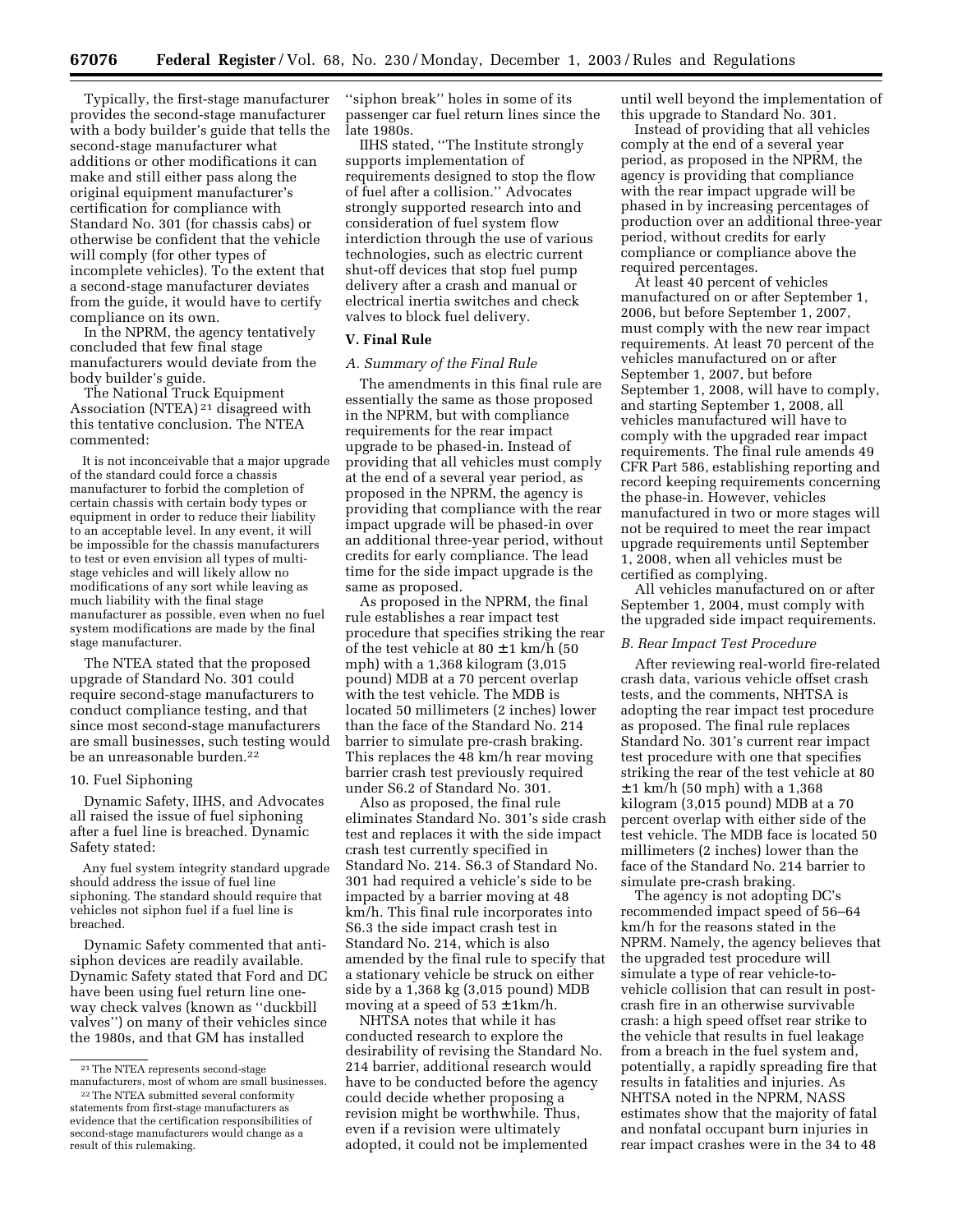Typically, the first-stage manufacturer provides the second-stage manufacturer with a body builder's guide that tells the second-stage manufacturer what additions or other modifications it can make and still either pass along the original equipment manufacturer's certification for compliance with Standard No. 301 (for chassis cabs) or otherwise be confident that the vehicle will comply (for other types of incomplete vehicles). To the extent that a second-stage manufacturer deviates from the guide, it would have to certify compliance on its own.

In the NPRM, the agency tentatively concluded that few final stage manufacturers would deviate from the body builder's guide.

The National Truck Equipment Association (NTEA) [21] disagreed with this tentative conclusion. The NTEA commented:

> It is not inconceivable that a major upgrade of the standard could force a chassis manufacturer to forbid the completion of certain chassis with certain body types or equipment in order to reduce their liability to an acceptable level. In any event, it will be impossible for the chassis manufacturers to test or even envision all types of multi-stage vehicles and will likely allow no modifications of any sort while leaving as much liability with the final stage manufacturer as possible, even when no fuel system modifications are made by the final stage manufacturer.

The NTEA stated that the proposed upgrade of Standard No. 301 could require second-stage manufacturers to conduct compliance testing, and that since most second-stage manufacturers are small businesses, such testing would be an unreasonable burden.[22]

#### 10. Fuel Siphoning

Dynamic Safety, IIHS, and Advocates all raised the issue of fuel siphoning after a fuel line is breached. Dynamic Safety stated:

> Any fuel system integrity standard upgrade should address the issue of fuel line siphoning. The standard should require that vehicles not siphon fuel if a fuel line is breached.

Dynamic Safety commented that anti-siphon devices are readily available. Dynamic Safety stated that Ford and DC have been using fuel return line one-way check valves (known as "duckbill valves") on many of their vehicles since the 1980s, and that GM has installed "siphon break" holes in some of its passenger car fuel return lines since the late 1980s.

IIHS stated, "The Institute strongly supports implementation of requirements designed to stop the flow of fuel after a collision." Advocates strongly supported research into and consideration of fuel system flow interdiction through the use of various technologies, such as electric current shut-off devices that stop fuel pump delivery after a crash and manual or electrical inertia switches and check valves to block fuel delivery.

## V. Final Rule

### A. Summary of the Final Rule

The amendments in this final rule are essentially the same as those proposed in the NPRM, but with compliance requirements for the rear impact upgrade to be phased-in. Instead of providing that all vehicles must comply at the end of a several year period, as proposed in the NPRM, the agency is providing that compliance with the rear impact upgrade will be phased-in over an additional three-year period, without credits for early compliance. The lead time for the side impact upgrade is the same as proposed.

As proposed in the NPRM, the final rule establishes a rear impact test procedure that specifies striking the rear of the test vehicle at 80 ± 1 km/h (50 mph) with a 1,368 kilogram (3,015 pound) MDB at a 70 percent overlap with the test vehicle. The MDB is located 50 millimeters (2 inches) lower than the face of the Standard No. 214 barrier to simulate pre-crash braking. This replaces the 48 km/h rear moving barrier crash test previously required under S6.2 of Standard No. 301.

Also as proposed, the final rule eliminates Standard No. 301's side crash test and replaces it with the side impact crash test currently specified in Standard No. 214. S6.3 of Standard No. 301 had required a vehicle's side to be impacted by a barrier moving at 48 km/h. This final rule incorporates into S6.3 the side impact crash test in Standard No. 214, which is also amended by the final rule to specify that a stationary vehicle be struck on either side by a 1,368 kg (3,015 pound) MDB moving at a speed of 53 ± 1km/h.

NHTSA notes that while it has conducted research to explore the desirability of revising the Standard No. 214 barrier, additional research would have to be conducted before the agency could decide whether proposing a revision might be worthwhile. Thus, even if a revision were ultimately adopted, it could not be implemented until well beyond the implementation of this upgrade to Standard No. 301.

Instead of providing that all vehicles comply at the end of a several year period, as proposed in the NPRM, the agency is providing that compliance with the rear impact upgrade will be phased in by increasing percentages of production over an additional three-year period, without credits for early compliance or compliance above the required percentages.

At least 40 percent of vehicles manufactured on or after September 1, 2006, but before September 1, 2007, must comply with the new rear impact requirements. At least 70 percent of the vehicles manufactured on or after September 1, 2007, but before September 1, 2008, will have to comply, and starting September 1, 2008, all vehicles manufactured will have to comply with the upgraded rear impact requirements. The final rule amends 49 CFR Part 586, establishing reporting and record keeping requirements concerning the phase-in. However, vehicles manufactured in two or more stages will not be required to meet the rear impact upgrade requirements until September 1, 2008, when all vehicles must be certified as complying.

All vehicles manufactured on or after September 1, 2004, must comply with the upgraded side impact requirements.

### B. Rear Impact Test Procedure

After reviewing real-world fire-related crash data, various vehicle offset crash tests, and the comments, NHTSA is adopting the rear impact test procedure as proposed. The final rule replaces Standard No. 301's current rear impact test procedure with one that specifies striking the rear of the test vehicle at 80 ± 1 km/h (50 mph) with a 1,368 kilogram (3,015 pound) MDB at a 70 percent overlap with either side of the test vehicle. The MDB face is located 50 millimeters (2 inches) lower than the face of the Standard No. 214 barrier to simulate pre-crash braking.

The agency is not adopting DC's recommended impact speed of 56–64 km/h for the reasons stated in the NPRM. Namely, the agency believes that the upgraded test procedure will simulate a type of rear vehicle-to-vehicle collision that can result in post-crash fire in an otherwise survivable crash: a high speed offset rear strike to the vehicle that results in fuel leakage from a breach in the fuel system and, potentially, a rapidly spreading fire that results in fatalities and injuries. As NHTSA noted in the NPRM, NASS estimates show that the majority of fatal and nonfatal occupant burn injuries in rear impact crashes were in the 34 to 48

---

[21] The NTEA represents second-stage manufacturers, most of whom are small businesses.

[22] The NTEA submitted several conformity statements from first-stage manufacturers as evidence that the certification responsibilities of second-stage manufacturers would change as a result of this rulemaking.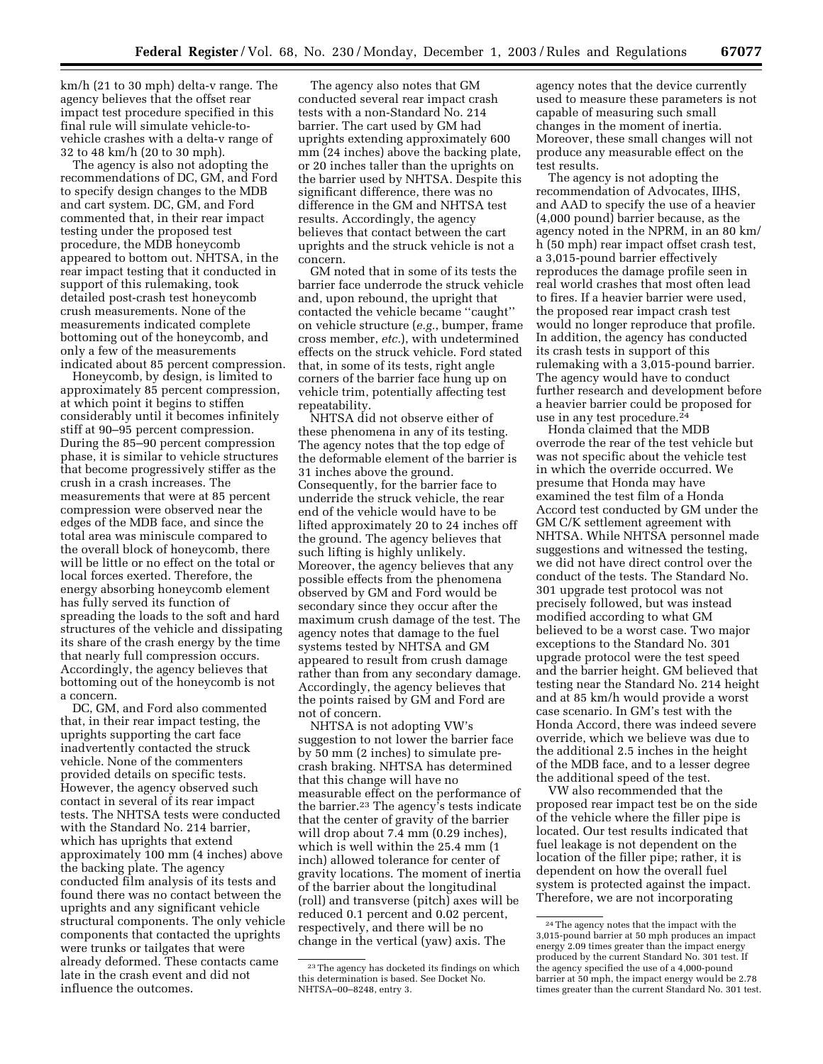km/h (21 to 30 mph) delta-v range. The agency believes that the offset rear impact test procedure specified in this final rule will simulate vehicle-to-vehicle crashes with a delta-v range of 32 to 48 km/h (20 to 30 mph).

The agency is also not adopting the recommendations of DC, GM, and Ford to specify design changes to the MDB and cart system. DC, GM, and Ford commented that, in their rear impact testing under the proposed test procedure, the MDB honeycomb appeared to bottom out. NHTSA, in the rear impact testing that it conducted in support of this rulemaking, took detailed post-crash test honeycomb crush measurements. None of the measurements indicated complete bottoming out of the honeycomb, and only a few of the measurements indicated about 85 percent compression.

Honeycomb, by design, is limited to approximately 85 percent compression, at which point it begins to stiffen considerably until it becomes infinitely stiff at 90–95 percent compression. During the 85–90 percent compression phase, it is similar to vehicle structures that become progressively stiffer as the crush in a crash increases. The measurements that were at 85 percent compression were observed near the edges of the MDB face, and since the total area was miniscule compared to the overall block of honeycomb, there will be little or no effect on the total or local forces exerted. Therefore, the energy absorbing honeycomb element has fully served its function of spreading the loads to the soft and hard structures of the vehicle and dissipating its share of the crash energy by the time that nearly full compression occurs. Accordingly, the agency believes that bottoming out of the honeycomb is not a concern.

DC, GM, and Ford also commented that, in their rear impact testing, the uprights supporting the cart face inadvertently contacted the struck vehicle. None of the commenters provided details on specific tests. However, the agency observed such contact in several of its rear impact tests. The NHTSA tests were conducted with the Standard No. 214 barrier, which has uprights that extend approximately 100 mm (4 inches) above the backing plate. The agency conducted film analysis of its tests and found there was no contact between the uprights and any significant vehicle structural components. The only vehicle components that contacted the uprights were trunks or tailgates that were already deformed. These contacts came late in the crash event and did not influence the outcomes.

The agency also notes that GM conducted several rear impact crash tests with a non-Standard No. 214 barrier. The cart used by GM had uprights extending approximately 600 mm (24 inches) above the backing plate, or 20 inches taller than the uprights on the barrier used by NHTSA. Despite this significant difference, there was no difference in the GM and NHTSA test results. Accordingly, the agency believes that contact between the cart uprights and the struck vehicle is not a concern.

GM noted that in some of its tests the barrier face underrode the struck vehicle and, upon rebound, the upright that contacted the vehicle became "caught" on vehicle structure (*e.g.*, bumper, frame cross member, *etc.*), with undetermined effects on the struck vehicle. Ford stated that, in some of its tests, right angle corners of the barrier face hung up on vehicle trim, potentially affecting test repeatability.

NHTSA did not observe either of these phenomena in any of its testing. The agency notes that the top edge of the deformable element of the barrier is 31 inches above the ground. Consequently, for the barrier face to underride the struck vehicle, the rear end of the vehicle would have to be lifted approximately 20 to 24 inches off the ground. The agency believes that such lifting is highly unlikely. Moreover, the agency believes that any possible effects from the phenomena observed by GM and Ford would be secondary since they occur after the maximum crush damage of the test. The agency notes that damage to the fuel systems tested by NHTSA and GM appeared to result from crush damage rather than from any secondary damage. Accordingly, the agency believes that the points raised by GM and Ford are not of concern.

NHTSA is not adopting VW's suggestion to not lower the barrier face by 50 mm (2 inches) to simulate pre-crash braking. NHTSA has determined that this change will have no measurable effect on the performance of the barrier.[23] The agency's tests indicate that the center of gravity of the barrier will drop about 7.4 mm (0.29 inches), which is well within the 25.4 mm (1 inch) allowed tolerance for center of gravity locations. The moment of inertia of the barrier about the longitudinal (roll) and transverse (pitch) axes will be reduced 0.1 percent and 0.02 percent, respectively, and there will be no change in the vertical (yaw) axis. The agency notes that the device currently used to measure these parameters is not capable of measuring such small changes in the moment of inertia. Moreover, these small changes will not produce any measurable effect on the test results.

The agency is not adopting the recommendation of Advocates, IIHS, and AAD to specify the use of a heavier (4,000 pound) barrier because, as the agency noted in the NPRM, in an 80 km/h (50 mph) rear impact offset crash test, a 3,015-pound barrier effectively reproduces the damage profile seen in real world crashes that most often lead to fires. If a heavier barrier were used, the proposed rear impact crash test would no longer reproduce that profile. In addition, the agency has conducted its crash tests in support of this rulemaking with a 3,015-pound barrier. The agency would have to conduct further research and development before a heavier barrier could be proposed for use in any test procedure.[24]

Honda claimed that the MDB overrode the rear of the test vehicle but was not specific about the vehicle test in which the override occurred. We presume that Honda may have examined the test film of a Honda Accord test conducted by GM under the GM C/K settlement agreement with NHTSA. While NHTSA personnel made suggestions and witnessed the testing, we did not have direct control over the conduct of the tests. The Standard No. 301 upgrade test protocol was not precisely followed, but was instead modified according to what GM believed to be a worst case. Two major exceptions to the Standard No. 301 upgrade protocol were the test speed and the barrier height. GM believed that testing near the Standard No. 214 height and at 85 km/h would provide a worst case scenario. In GM's test with the Honda Accord, there was indeed severe override, which we believe was due to the additional 2.5 inches in the height of the MDB face, and to a lesser degree the additional speed of the test.

VW also recommended that the proposed rear impact test be on the side of the vehicle where the filler pipe is located. Our test results indicated that fuel leakage is not dependent on the location of the filler pipe; rather, it is dependent on how the overall fuel system is protected against the impact. Therefore, we are not incorporating

---

[23] The agency has docketed its findings on which this determination is based. See Docket No. NHTSA–00–8248, entry 3.

[24] The agency notes that the impact with the 3,015-pound barrier at 50 mph produces an impact energy 2.09 times greater than the impact energy produced by the current Standard No. 301 test. If the agency specified the use of a 4,000-pound barrier at 50 mph, the impact energy would be 2.78 times greater than the current Standard No. 301 test.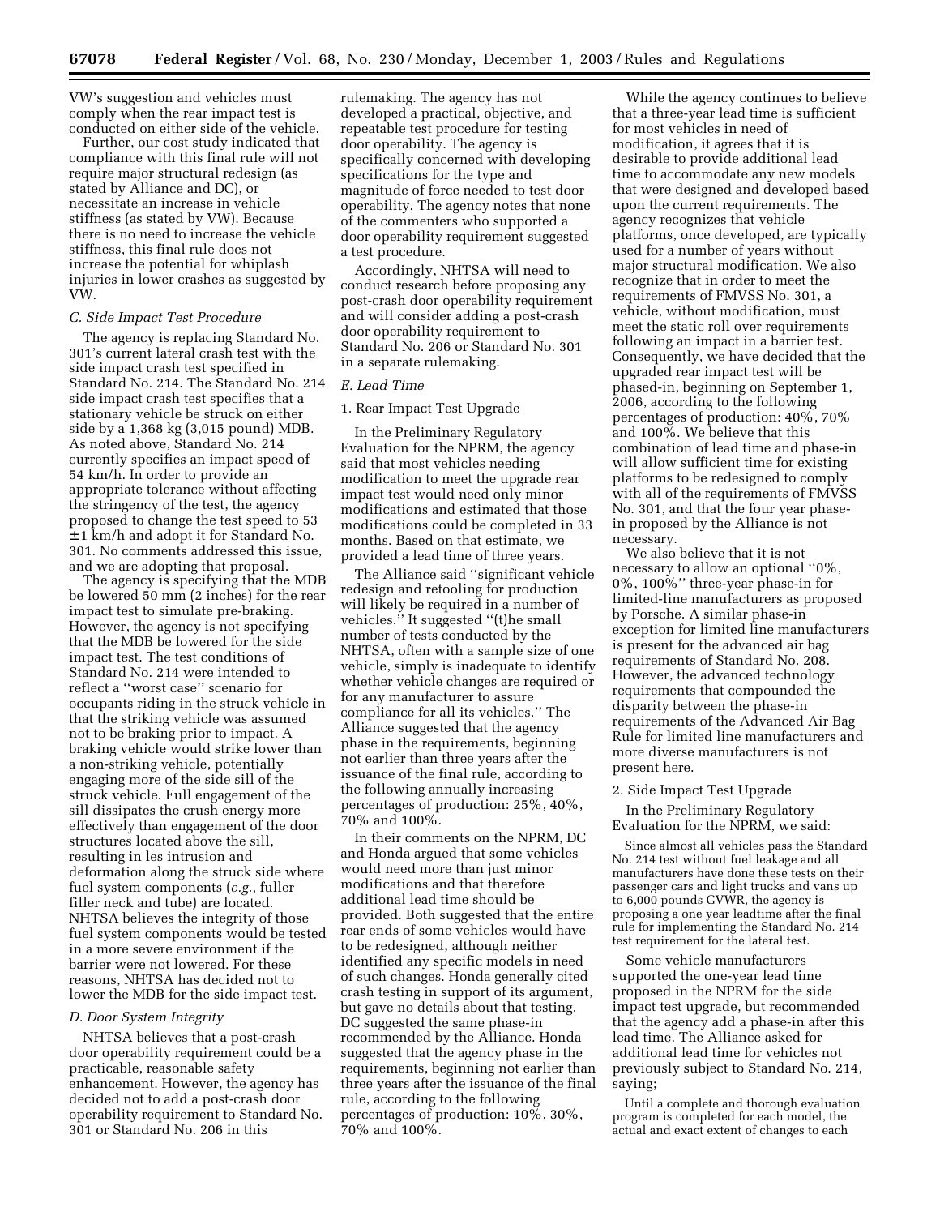VW's suggestion and vehicles must comply when the rear impact test is conducted on either side of the vehicle.

Further, our cost study indicated that compliance with this final rule will not require major structural redesign (as stated by Alliance and DC), or necessitate an increase in vehicle stiffness (as stated by VW). Because there is no need to increase the vehicle stiffness, this final rule does not increase the potential for whiplash injuries in lower crashes as suggested by VW.

### *C. Side Impact Test Procedure*

The agency is replacing Standard No. 301's current lateral crash test with the side impact crash test specified in Standard No. 214. The Standard No. 214 side impact crash test specifies that a stationary vehicle be struck on either side by a 1,368 kg (3,015 pound) MDB. As noted above, Standard No. 214 currently specifies an impact speed of 54 km/h. In order to provide an appropriate tolerance without affecting the stringency of the test, the agency proposed to change the test speed to 53 ±1 km/h and adopt it for Standard No. 301. No comments addressed this issue, and we are adopting that proposal.

The agency is specifying that the MDB be lowered 50 mm (2 inches) for the rear impact test to simulate pre-braking. However, the agency is not specifying that the MDB be lowered for the side impact test. The test conditions of Standard No. 214 were intended to reflect a ''worst case'' scenario for occupants riding in the struck vehicle in that the striking vehicle was assumed not to be braking prior to impact. A braking vehicle would strike lower than a non-striking vehicle, potentially engaging more of the side sill of the struck vehicle. Full engagement of the sill dissipates the crush energy more effectively than engagement of the door structures located above the sill, resulting in les intrusion and deformation along the struck side where fuel system components (*e.g.*, fuller filler neck and tube) are located. NHTSA believes the integrity of those fuel system components would be tested in a more severe environment if the barrier were not lowered. For these reasons, NHTSA has decided not to lower the MDB for the side impact test.

### *D. Door System Integrity*

NHTSA believes that a post-crash door operability requirement could be a practicable, reasonable safety enhancement. However, the agency has decided not to add a post-crash door operability requirement to Standard No. 301 or Standard No. 206 in this rulemaking. The agency has not developed a practical, objective, and repeatable test procedure for testing door operability. The agency is specifically concerned with developing specifications for the type and magnitude of force needed to test door operability. The agency notes that none of the commenters who supported a door operability requirement suggested a test procedure.

Accordingly, NHTSA will need to conduct research before proposing any post-crash door operability requirement and will consider adding a post-crash door operability requirement to Standard No. 206 or Standard No. 301 in a separate rulemaking.

### *E. Lead Time*

#### 1. Rear Impact Test Upgrade

In the Preliminary Regulatory Evaluation for the NPRM, the agency said that most vehicles needing modification to meet the upgrade rear impact test would need only minor modifications and estimated that those modifications could be completed in 33 months. Based on that estimate, we provided a lead time of three years.

The Alliance said ''significant vehicle redesign and retooling for production will likely be required in a number of vehicles.'' It suggested ''(t)he small number of tests conducted by the NHTSA, often with a sample size of one vehicle, simply is inadequate to identify whether vehicle changes are required or for any manufacturer to assure compliance for all its vehicles.'' The Alliance suggested that the agency phase in the requirements, beginning not earlier than three years after the issuance of the final rule, according to the following annually increasing percentages of production: 25%, 40%, 70% and 100%.

In their comments on the NPRM, DC and Honda argued that some vehicles would need more than just minor modifications and that therefore additional lead time should be provided. Both suggested that the entire rear ends of some vehicles would have to be redesigned, although neither identified any specific models in need of such changes. Honda generally cited crash testing in support of its argument, but gave no details about that testing. DC suggested the same phase-in recommended by the Alliance. Honda suggested that the agency phase in the requirements, beginning not earlier than three years after the issuance of the final rule, according to the following percentages of production: 10%, 30%, 70% and 100%.

While the agency continues to believe that a three-year lead time is sufficient for most vehicles in need of modification, it agrees that it is desirable to provide additional lead time to accommodate any new models that were designed and developed based upon the current requirements. The agency recognizes that vehicle platforms, once developed, are typically used for a number of years without major structural modification. We also recognize that in order to meet the requirements of FMVSS No. 301, a vehicle, without modification, must meet the static roll over requirements following an impact in a barrier test. Consequently, we have decided that the upgraded rear impact test will be phased-in, beginning on September 1, 2006, according to the following percentages of production: 40%, 70% and 100%. We believe that this combination of lead time and phase-in will allow sufficient time for existing platforms to be redesigned to comply with all of the requirements of FMVSS No. 301, and that the four year phase-in proposed by the Alliance is not necessary.

We also believe that it is not necessary to allow an optional ''0%, 0%, 100%'' three-year phase-in for limited-line manufacturers as proposed by Porsche. A similar phase-in exception for limited line manufacturers is present for the advanced air bag requirements of Standard No. 208. However, the advanced technology requirements that compounded the disparity between the phase-in requirements of the Advanced Air Bag Rule for limited line manufacturers and more diverse manufacturers is not present here.

#### 2. Side Impact Test Upgrade

In the Preliminary Regulatory Evaluation for the NPRM, we said:

> Since almost all vehicles pass the Standard No. 214 test without fuel leakage and all manufacturers have done these tests on their passenger cars and light trucks and vans up to 6,000 pounds GVWR, the agency is proposing a one year leadtime after the final rule for implementing the Standard No. 214 test requirement for the lateral test.

Some vehicle manufacturers supported the one-year lead time proposed in the NPRM for the side impact test upgrade, but recommended that the agency add a phase-in after this lead time. The Alliance asked for additional lead time for vehicles not previously subject to Standard No. 214, saying;

> Until a complete and thorough evaluation program is completed for each model, the actual and exact extent of changes to each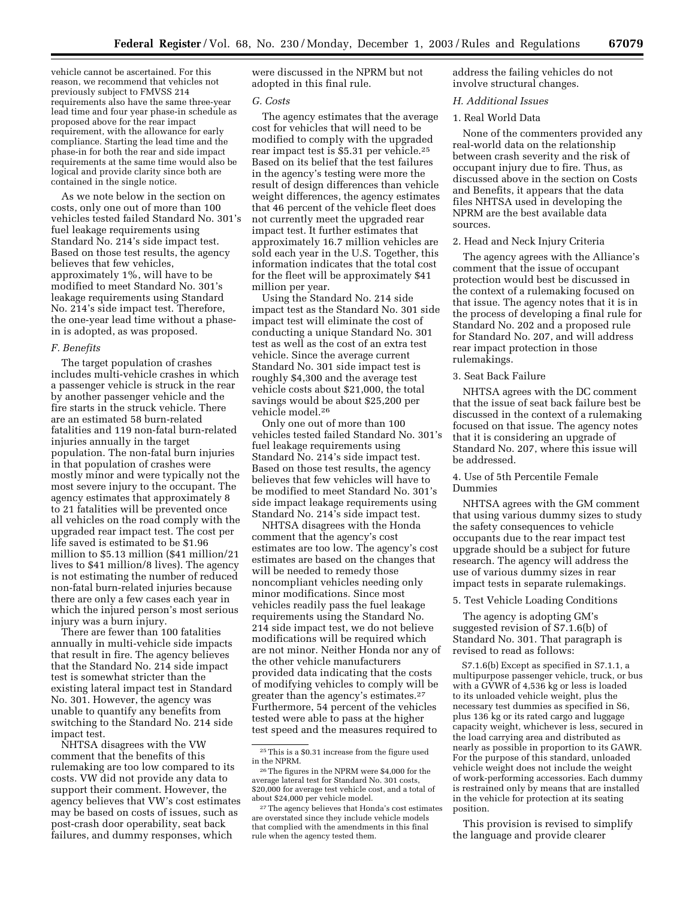vehicle cannot be ascertained. For this reason, we recommend that vehicles not previously subject to FMVSS 214 requirements also have the same three-year lead time and four year phase-in schedule as proposed above for the rear impact requirement, with the allowance for early compliance. Starting the lead time and the phase-in for both the rear and side impact requirements at the same time would also be logical and provide clarity since both are contained in the single notice.

As we note below in the section on costs, only one out of more than 100 vehicles tested failed Standard No. 301's fuel leakage requirements using Standard No. 214's side impact test. Based on those test results, the agency believes that few vehicles, approximately 1%, will have to be modified to meet Standard No. 301's leakage requirements using Standard No. 214's side impact test. Therefore, the one-year lead time without a phase-in is adopted, as was proposed.

### *F. Benefits*

The target population of crashes includes multi-vehicle crashes in which a passenger vehicle is struck in the rear by another passenger vehicle and the fire starts in the struck vehicle. There are an estimated 58 burn-related fatalities and 119 non-fatal burn-related injuries annually in the target population. The non-fatal burn injuries in that population of crashes were mostly minor and were typically not the most severe injury to the occupant. The agency estimates that approximately 8 to 21 fatalities will be prevented once all vehicles on the road comply with the upgraded rear impact test. The cost per life saved is estimated to be $1.96 million to $5.13 million ($41 million/21 lives to $41 million/8 lives). The agency is not estimating the number of reduced non-fatal burn-related injuries because there are only a few cases each year in which the injured person's most serious injury was a burn injury.

There are fewer than 100 fatalities annually in multi-vehicle side impacts that result in fire. The agency believes that the Standard No. 214 side impact test is somewhat stricter than the existing lateral impact test in Standard No. 301. However, the agency was unable to quantify any benefits from switching to the Standard No. 214 side impact test.

NHTSA disagrees with the VW comment that the benefits of this rulemaking are too low compared to its costs. VW did not provide any data to support their comment. However, the agency believes that VW's cost estimates may be based on costs of issues, such as post-crash door operability, seat back failures, and dummy responses, which were discussed in the NPRM but not adopted in this final rule.

### *G. Costs*

The agency estimates that the average cost for vehicles that will need to be modified to comply with the upgraded rear impact test is $5.31 per vehicle.[25] Based on its belief that the test failures in the agency's testing were more the result of design differences than vehicle weight differences, the agency estimates that 46 percent of the vehicle fleet does not currently meet the upgraded rear impact test. It further estimates that approximately 16.7 million vehicles are sold each year in the U.S. Together, this information indicates that the total cost for the fleet will be approximately $41 million per year.

Using the Standard No. 214 side impact test as the Standard No. 301 side impact test will eliminate the cost of conducting a unique Standard No. 301 test as well as the cost of an extra test vehicle. Since the average current Standard No. 301 side impact test is roughly $4,300 and the average test vehicle costs about $21,000, the total savings would be about $25,200 per vehicle model.[26]

Only one out of more than 100 vehicles tested failed Standard No. 301's fuel leakage requirements using Standard No. 214's side impact test. Based on those test results, the agency believes that few vehicles will have to be modified to meet Standard No. 301's side impact leakage requirements using Standard No. 214's side impact test.

NHTSA disagrees with the Honda comment that the agency's cost estimates are too low. The agency's cost estimates are based on the changes that will be needed to remedy those noncompliant vehicles needing only minor modifications. Since most vehicles readily pass the fuel leakage requirements using the Standard No. 214 side impact test, we do not believe modifications will be required which are not minor. Neither Honda nor any of the other vehicle manufacturers provided data indicating that the costs of modifying vehicles to comply will be greater than the agency's estimates.[27] Furthermore, 54 percent of the vehicles tested were able to pass at the higher test speed and the measures required to address the failing vehicles do not involve structural changes.

[25] This is a $0.31 increase from the figure used in the NPRM.

[26] The figures in the NPRM were $4,000 for the average lateral test for Standard No. 301 costs, $20,000 for average test vehicle cost, and a total of about $24,000 per vehicle model.

[27] The agency believes that Honda's cost estimates are overstated since they include vehicle models that complied with the amendments in this final rule when the agency tested them.

### *H. Additional Issues*

1. Real World Data

None of the commenters provided any real-world data on the relationship between crash severity and the risk of occupant injury due to fire. Thus, as discussed above in the section on Costs and Benefits, it appears that the data files NHTSA used in developing the NPRM are the best available data sources.

2. Head and Neck Injury Criteria

The agency agrees with the Alliance's comment that the issue of occupant protection would best be discussed in the context of a rulemaking focused on that issue. The agency notes that it is in the process of developing a final rule for Standard No. 202 and a proposed rule for Standard No. 207, and will address rear impact protection in those rulemakings.

3. Seat Back Failure

NHTSA agrees with the DC comment that the issue of seat back failure best be discussed in the context of a rulemaking focused on that issue. The agency notes that it is considering an upgrade of Standard No. 207, where this issue will be addressed.

4. Use of 5th Percentile Female Dummies

NHTSA agrees with the GM comment that using various dummy sizes to study the safety consequences to vehicle occupants due to the rear impact test upgrade should be a subject for future research. The agency will address the use of various dummy sizes in rear impact tests in separate rulemakings.

5. Test Vehicle Loading Conditions

The agency is adopting GM's suggested revision of S7.1.6(b) of Standard No. 301. That paragraph is revised to read as follows:

> S7.1.6(b) Except as specified in S7.1.1, a multipurpose passenger vehicle, truck, or bus with a GVWR of 4,536 kg or less is loaded to its unloaded vehicle weight, plus the necessary test dummies as specified in S6, plus 136 kg or its rated cargo and luggage capacity weight, whichever is less, secured in the load carrying area and distributed as nearly as possible in proportion to its GAWR. For the purpose of this standard, unloaded vehicle weight does not include the weight of work-performing accessories. Each dummy is restrained only by means that are installed in the vehicle for protection at its seating position.

This provision is revised to simplify the language and provide clearer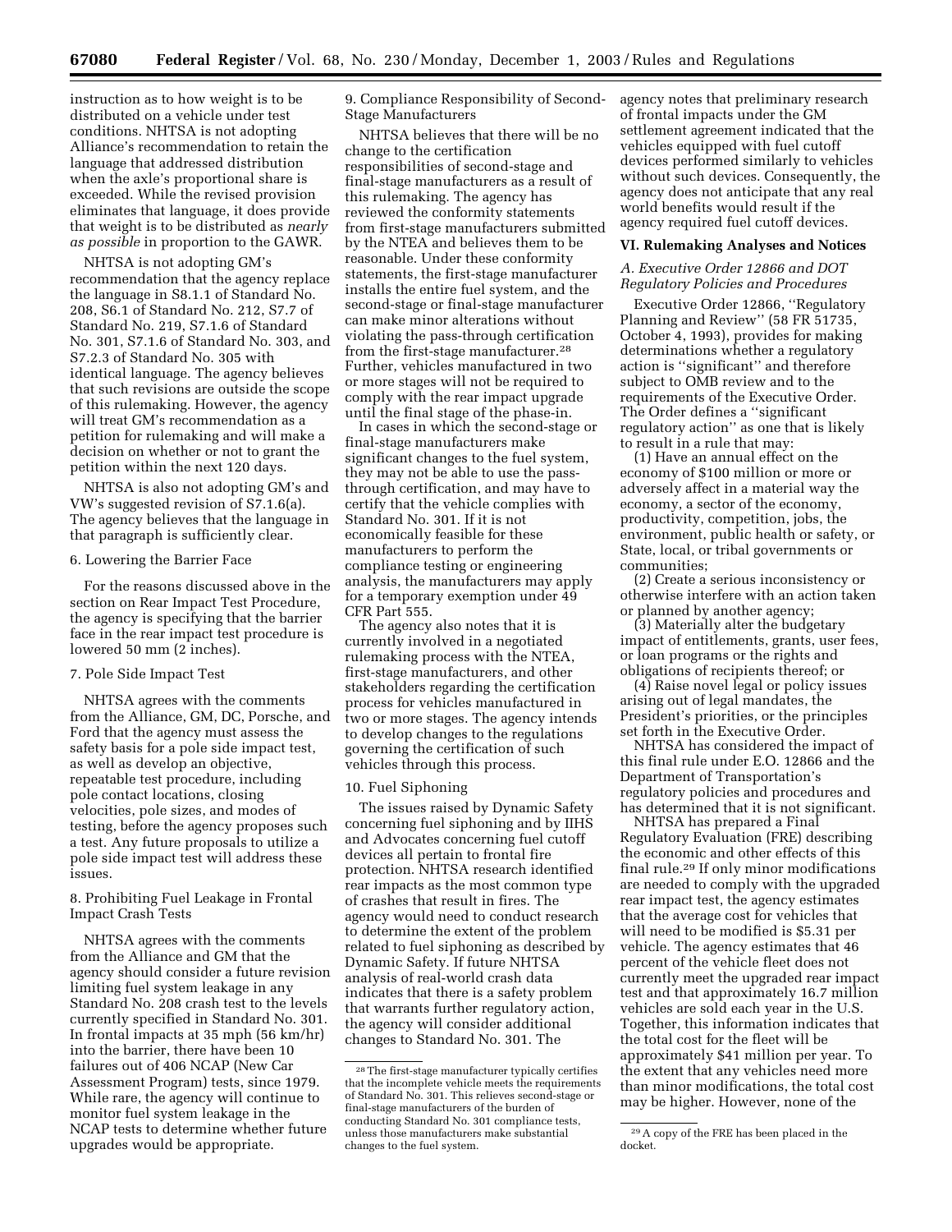instruction as to how weight is to be distributed on a vehicle under test conditions. NHTSA is not adopting Alliance's recommendation to retain the language that addressed distribution when the axle's proportional share is exceeded. While the revised provision eliminates that language, it does provide that weight is to be distributed as *nearly as possible* in proportion to the GAWR.

NHTSA is not adopting GM's recommendation that the agency replace the language in S8.1.1 of Standard No. 208, S6.1 of Standard No. 212, S7.7 of Standard No. 219, S7.1.6 of Standard No. 301, S7.1.6 of Standard No. 303, and S7.2.3 of Standard No. 305 with identical language. The agency believes that such revisions are outside the scope of this rulemaking. However, the agency will treat GM's recommendation as a petition for rulemaking and will make a decision on whether or not to grant the petition within the next 120 days.

NHTSA is also not adopting GM's and VW's suggested revision of S7.1.6(a). The agency believes that the language in that paragraph is sufficiently clear.

6. Lowering the Barrier Face

For the reasons discussed above in the section on Rear Impact Test Procedure, the agency is specifying that the barrier face in the rear impact test procedure is lowered 50 mm (2 inches).

7. Pole Side Impact Test

NHTSA agrees with the comments from the Alliance, GM, DC, Porsche, and Ford that the agency must assess the safety basis for a pole side impact test, as well as develop an objective, repeatable test procedure, including pole contact locations, closing velocities, pole sizes, and modes of testing, before the agency proposes such a test. Any future proposals to utilize a pole side impact test will address these issues.

8. Prohibiting Fuel Leakage in Frontal Impact Crash Tests

NHTSA agrees with the comments from the Alliance and GM that the agency should consider a future revision limiting fuel system leakage in any Standard No. 208 crash test to the levels currently specified in Standard No. 301. In frontal impacts at 35 mph (56 km/hr) into the barrier, there have been 10 failures out of 406 NCAP (New Car Assessment Program) tests, since 1979. While rare, the agency will continue to monitor fuel system leakage in the NCAP tests to determine whether future upgrades would be appropriate.

9. Compliance Responsibility of Second-Stage Manufacturers

NHTSA believes that there will be no change to the certification responsibilities of second-stage and final-stage manufacturers as a result of this rulemaking. The agency has reviewed the conformity statements from first-stage manufacturers submitted by the NTEA and believes them to be reasonable. Under these conformity statements, the first-stage manufacturer installs the entire fuel system, and the second-stage or final-stage manufacturer can make minor alterations without violating the pass-through certification from the first-stage manufacturer.[28] Further, vehicles manufactured in two or more stages will not be required to comply with the rear impact upgrade until the final stage of the phase-in.

In cases in which the second-stage or final-stage manufacturers make significant changes to the fuel system, they may not be able to use the pass-through certification, and may have to certify that the vehicle complies with Standard No. 301. If it is not economically feasible for these manufacturers to perform the compliance testing or engineering analysis, the manufacturers may apply for a temporary exemption under 49 CFR Part 555.

The agency also notes that it is currently involved in a negotiated rulemaking process with the NTEA, first-stage manufacturers, and other stakeholders regarding the certification process for vehicles manufactured in two or more stages. The agency intends to develop changes to the regulations governing the certification of such vehicles through this process.

10. Fuel Siphoning

The issues raised by Dynamic Safety concerning fuel siphoning and by IIHS and Advocates concerning fuel cutoff devices all pertain to frontal fire protection. NHTSA research identified rear impacts as the most common type of crashes that result in fires. The agency would need to conduct research to determine the extent of the problem related to fuel siphoning as described by Dynamic Safety. If future NHTSA analysis of real-world crash data indicates that there is a safety problem that warrants further regulatory action, the agency will consider additional changes to Standard No. 301. The agency notes that preliminary research of frontal impacts under the GM settlement agreement indicated that the vehicles equipped with fuel cutoff devices performed similarly to vehicles without such devices. Consequently, the agency does not anticipate that any real world benefits would result if the agency required fuel cutoff devices.

## VI. Rulemaking Analyses and Notices

### A. Executive Order 12866 and DOT Regulatory Policies and Procedures

Executive Order 12866, "Regulatory Planning and Review" (58 FR 51735, October 4, 1993), provides for making determinations whether a regulatory action is "significant" and therefore subject to OMB review and to the requirements of the Executive Order. The Order defines a "significant regulatory action" as one that is likely to result in a rule that may:

(1) Have an annual effect on the economy of $100 million or more or adversely affect in a material way the economy, a sector of the economy, productivity, competition, jobs, the environment, public health or safety, or State, local, or tribal governments or communities;

(2) Create a serious inconsistency or otherwise interfere with an action taken or planned by another agency;

(3) Materially alter the budgetary impact of entitlements, grants, user fees, or loan programs or the rights and obligations of recipients thereof; or

(4) Raise novel legal or policy issues arising out of legal mandates, the President's priorities, or the principles set forth in the Executive Order.

NHTSA has considered the impact of this final rule under E.O. 12866 and the Department of Transportation's regulatory policies and procedures and has determined that it is not significant.

NHTSA has prepared a Final Regulatory Evaluation (FRE) describing the economic and other effects of this final rule.[29] If only minor modifications are needed to comply with the upgraded rear impact test, the agency estimates that the average cost for vehicles that will need to be modified is $5.31 per vehicle. The agency estimates that 46 percent of the vehicle fleet does not currently meet the upgraded rear impact test and that approximately 16.7 million vehicles are sold each year in the U.S. Together, this information indicates that the total cost for the fleet will be approximately $41 million per year. To the extent that any vehicles need more than minor modifications, the total cost may be higher. However, none of the

[28] The first-stage manufacturer typically certifies that the incomplete vehicle meets the requirements of Standard No. 301. This relieves second-stage or final-stage manufacturers of the burden of conducting Standard No. 301 compliance tests, unless those manufacturers make substantial changes to the fuel system.

[29] A copy of the FRE has been placed in the docket.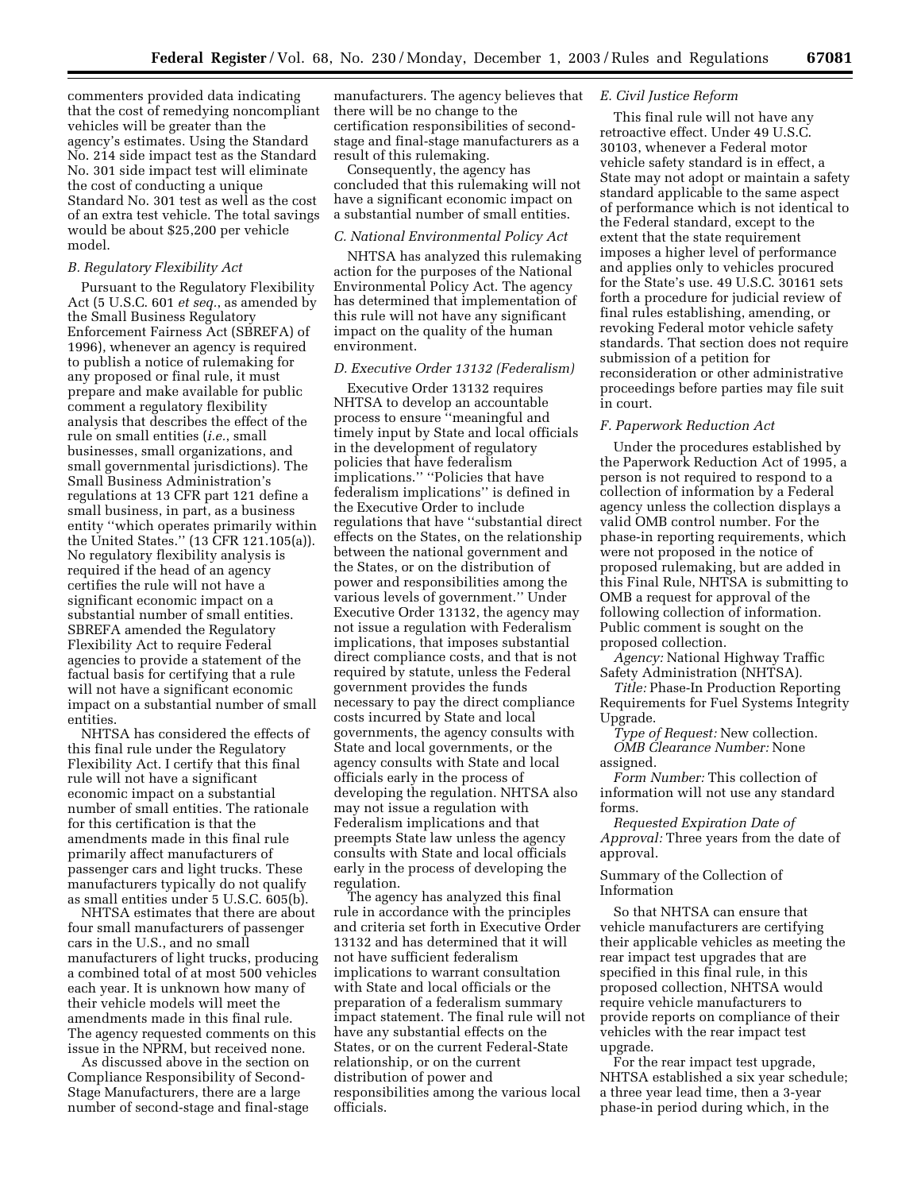commenters provided data indicating that the cost of remedying noncompliant vehicles will be greater than the agency's estimates. Using the Standard No. 214 side impact test as the Standard No. 301 side impact test will eliminate the cost of conducting a unique Standard No. 301 test as well as the cost of an extra test vehicle. The total savings would be about $25,200 per vehicle model.

### *B. Regulatory Flexibility Act*

Pursuant to the Regulatory Flexibility Act (5 U.S.C. 601 *et seq.*, as amended by the Small Business Regulatory Enforcement Fairness Act (SBREFA) of 1996), whenever an agency is required to publish a notice of rulemaking for any proposed or final rule, it must prepare and make available for public comment a regulatory flexibility analysis that describes the effect of the rule on small entities (*i.e.*, small businesses, small organizations, and small governmental jurisdictions). The Small Business Administration's regulations at 13 CFR part 121 define a small business, in part, as a business entity "which operates primarily within the United States." (13 CFR 121.105(a)). No regulatory flexibility analysis is required if the head of an agency certifies the rule will not have a significant economic impact on a substantial number of small entities. SBREFA amended the Regulatory Flexibility Act to require Federal agencies to provide a statement of the factual basis for certifying that a rule will not have a significant economic impact on a substantial number of small entities.

NHTSA has considered the effects of this final rule under the Regulatory Flexibility Act. I certify that this final rule will not have a significant economic impact on a substantial number of small entities. The rationale for this certification is that the amendments made in this final rule primarily affect manufacturers of passenger cars and light trucks. These manufacturers typically do not qualify as small entities under 5 U.S.C. 605(b).

NHTSA estimates that there are about four small manufacturers of passenger cars in the U.S., and no small manufacturers of light trucks, producing a combined total of at most 500 vehicles each year. It is unknown how many of their vehicle models will meet the amendments made in this final rule. The agency requested comments on this issue in the NPRM, but received none.

As discussed above in the section on Compliance Responsibility of Second-Stage Manufacturers, there are a large number of second-stage and final-stage manufacturers. The agency believes that there will be no change to the certification responsibilities of second-stage and final-stage manufacturers as a result of this rulemaking.

Consequently, the agency has concluded that this rulemaking will not have a significant economic impact on a substantial number of small entities.

### *C. National Environmental Policy Act*

NHTSA has analyzed this rulemaking action for the purposes of the National Environmental Policy Act. The agency has determined that implementation of this rule will not have any significant impact on the quality of the human environment.

### *D. Executive Order 13132 (Federalism)*

Executive Order 13132 requires NHTSA to develop an accountable process to ensure "meaningful and timely input by State and local officials in the development of regulatory policies that have federalism implications." "Policies that have federalism implications" is defined in the Executive Order to include regulations that have "substantial direct effects on the States, on the relationship between the national government and the States, or on the distribution of power and responsibilities among the various levels of government." Under Executive Order 13132, the agency may not issue a regulation with Federalism implications, that imposes substantial direct compliance costs, and that is not required by statute, unless the Federal government provides the funds necessary to pay the direct compliance costs incurred by State and local governments, the agency consults with State and local governments, or the agency consults with State and local officials early in the process of developing the regulation. NHTSA also may not issue a regulation with Federalism implications and that preempts State law unless the agency consults with State and local officials early in the process of developing the regulation.

The agency has analyzed this final rule in accordance with the principles and criteria set forth in Executive Order 13132 and has determined that it will not have sufficient federalism implications to warrant consultation with State and local officials or the preparation of a federalism summary impact statement. The final rule will not have any substantial effects on the States, or on the current Federal-State relationship, or on the current distribution of power and responsibilities among the various local officials.

### *E. Civil Justice Reform*

This final rule will not have any retroactive effect. Under 49 U.S.C. 30103, whenever a Federal motor vehicle safety standard is in effect, a State may not adopt or maintain a safety standard applicable to the same aspect of performance which is not identical to the Federal standard, except to the extent that the state requirement imposes a higher level of performance and applies only to vehicles procured for the State's use. 49 U.S.C. 30161 sets forth a procedure for judicial review of final rules establishing, amending, or revoking Federal motor vehicle safety standards. That section does not require submission of a petition for reconsideration or other administrative proceedings before parties may file suit in court.

### *F. Paperwork Reduction Act*

Under the procedures established by the Paperwork Reduction Act of 1995, a person is not required to respond to a collection of information by a Federal agency unless the collection displays a valid OMB control number. For the phase-in reporting requirements, which were not proposed in the notice of proposed rulemaking, but are added in this Final Rule, NHTSA is submitting to OMB a request for approval of the following collection of information. Public comment is sought on the proposed collection.

*Agency:* National Highway Traffic Safety Administration (NHTSA).

*Title:* Phase-In Production Reporting Requirements for Fuel Systems Integrity Upgrade.

*Type of Request:* New collection.

*OMB Clearance Number:* None assigned.

*Form Number:* This collection of information will not use any standard forms.

*Requested Expiration Date of Approval:* Three years from the date of approval.

Summary of the Collection of Information

So that NHTSA can ensure that vehicle manufacturers are certifying their applicable vehicles as meeting the rear impact test upgrades that are specified in this final rule, in this proposed collection, NHTSA would require vehicle manufacturers to provide reports on compliance of their vehicles with the rear impact test upgrade.

For the rear impact test upgrade, NHTSA established a six year schedule; a three year lead time, then a 3-year phase-in period during which, in the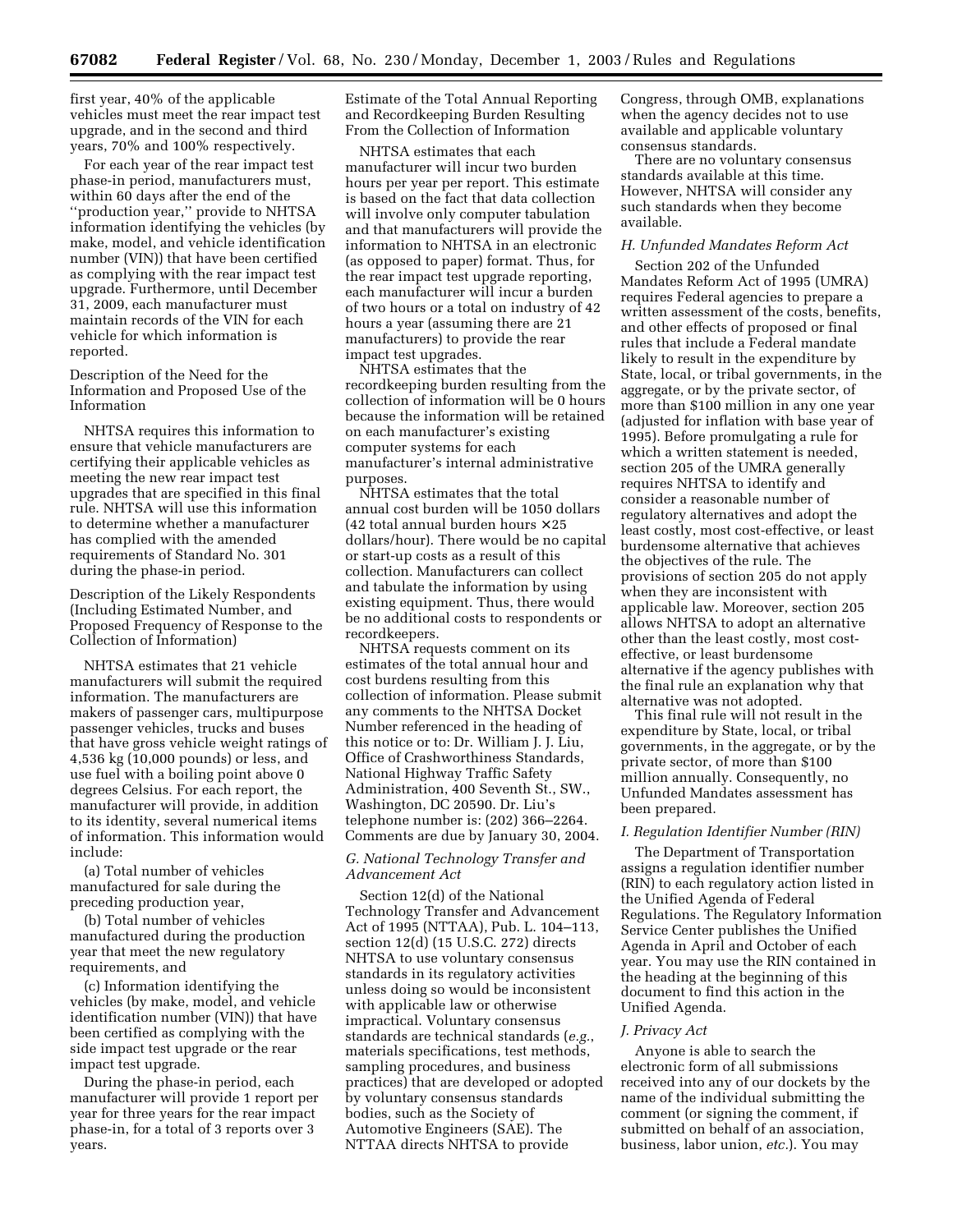first year, 40% of the applicable vehicles must meet the rear impact test upgrade, and in the second and third years, 70% and 100% respectively.

For each year of the rear impact test phase-in period, manufacturers must, within 60 days after the end of the ''production year,'' provide to NHTSA information identifying the vehicles (by make, model, and vehicle identification number (VIN)) that have been certified as complying with the rear impact test upgrade. Furthermore, until December 31, 2009, each manufacturer must maintain records of the VIN for each vehicle for which information is reported.

Description of the Need for the Information and Proposed Use of the Information

NHTSA requires this information to ensure that vehicle manufacturers are certifying their applicable vehicles as meeting the new rear impact test upgrades that are specified in this final rule. NHTSA will use this information to determine whether a manufacturer has complied with the amended requirements of Standard No. 301 during the phase-in period.

Description of the Likely Respondents (Including Estimated Number, and Proposed Frequency of Response to the Collection of Information)

NHTSA estimates that 21 vehicle manufacturers will submit the required information. The manufacturers are makers of passenger cars, multipurpose passenger vehicles, trucks and buses that have gross vehicle weight ratings of 4,536 kg (10,000 pounds) or less, and use fuel with a boiling point above 0 degrees Celsius. For each report, the manufacturer will provide, in addition to its identity, several numerical items of information. This information would include:

(a) Total number of vehicles manufactured for sale during the preceding production year,

(b) Total number of vehicles manufactured during the production year that meet the new regulatory requirements, and

(c) Information identifying the vehicles (by make, model, and vehicle identification number (VIN)) that have been certified as complying with the side impact test upgrade or the rear impact test upgrade.

During the phase-in period, each manufacturer will provide 1 report per year for three years for the rear impact phase-in, for a total of 3 reports over 3 years.

Estimate of the Total Annual Reporting and Recordkeeping Burden Resulting From the Collection of Information

NHTSA estimates that each manufacturer will incur two burden hours per year per report. This estimate is based on the fact that data collection will involve only computer tabulation and that manufacturers will provide the information to NHTSA in an electronic (as opposed to paper) format. Thus, for the rear impact test upgrade reporting, each manufacturer will incur a burden of two hours or a total on industry of 42 hours a year (assuming there are 21 manufacturers) to provide the rear impact test upgrades.

NHTSA estimates that the recordkeeping burden resulting from the collection of information will be 0 hours because the information will be retained on each manufacturer's existing computer systems for each manufacturer's internal administrative purposes.

NHTSA estimates that the total annual cost burden will be 1050 dollars (42 total annual burden hours × 25 dollars/hour). There would be no capital or start-up costs as a result of this collection. Manufacturers can collect and tabulate the information by using existing equipment. Thus, there would be no additional costs to respondents or recordkeepers.

NHTSA requests comment on its estimates of the total annual hour and cost burdens resulting from this collection of information. Please submit any comments to the NHTSA Docket Number referenced in the heading of this notice or to: Dr. William J. J. Liu, Office of Crashworthiness Standards, National Highway Traffic Safety Administration, 400 Seventh St., SW., Washington, DC 20590. Dr. Liu's telephone number is: (202) 366–2264. Comments are due by January 30, 2004.

### *G. National Technology Transfer and Advancement Act*

Section 12(d) of the National Technology Transfer and Advancement Act of 1995 (NTTAA), Pub. L. 104–113, section 12(d) (15 U.S.C. 272) directs NHTSA to use voluntary consensus standards in its regulatory activities unless doing so would be inconsistent with applicable law or otherwise impractical. Voluntary consensus standards are technical standards (*e.g.*, materials specifications, test methods, sampling procedures, and business practices) that are developed or adopted by voluntary consensus standards bodies, such as the Society of Automotive Engineers (SAE). The NTTAA directs NHTSA to provide Congress, through OMB, explanations when the agency decides not to use available and applicable voluntary consensus standards.

There are no voluntary consensus standards available at this time. However, NHTSA will consider any such standards when they become available.

### *H. Unfunded Mandates Reform Act*

Section 202 of the Unfunded Mandates Reform Act of 1995 (UMRA) requires Federal agencies to prepare a written assessment of the costs, benefits, and other effects of proposed or final rules that include a Federal mandate likely to result in the expenditure by State, local, or tribal governments, in the aggregate, or by the private sector, of more than $100 million in any one year (adjusted for inflation with base year of 1995). Before promulgating a rule for which a written statement is needed, section 205 of the UMRA generally requires NHTSA to identify and consider a reasonable number of regulatory alternatives and adopt the least costly, most cost-effective, or least burdensome alternative that achieves the objectives of the rule. The provisions of section 205 do not apply when they are inconsistent with applicable law. Moreover, section 205 allows NHTSA to adopt an alternative other than the least costly, most cost-effective, or least burdensome alternative if the agency publishes with the final rule an explanation why that alternative was not adopted.

This final rule will not result in the expenditure by State, local, or tribal governments, in the aggregate, or by the private sector, of more than $100 million annually. Consequently, no Unfunded Mandates assessment has been prepared.

### *I. Regulation Identifier Number (RIN)*

The Department of Transportation assigns a regulation identifier number (RIN) to each regulatory action listed in the Unified Agenda of Federal Regulations. The Regulatory Information Service Center publishes the Unified Agenda in April and October of each year. You may use the RIN contained in the heading at the beginning of this document to find this action in the Unified Agenda.

### *J. Privacy Act*

Anyone is able to search the electronic form of all submissions received into any of our dockets by the name of the individual submitting the comment (or signing the comment, if submitted on behalf of an association, business, labor union, *etc.*). You may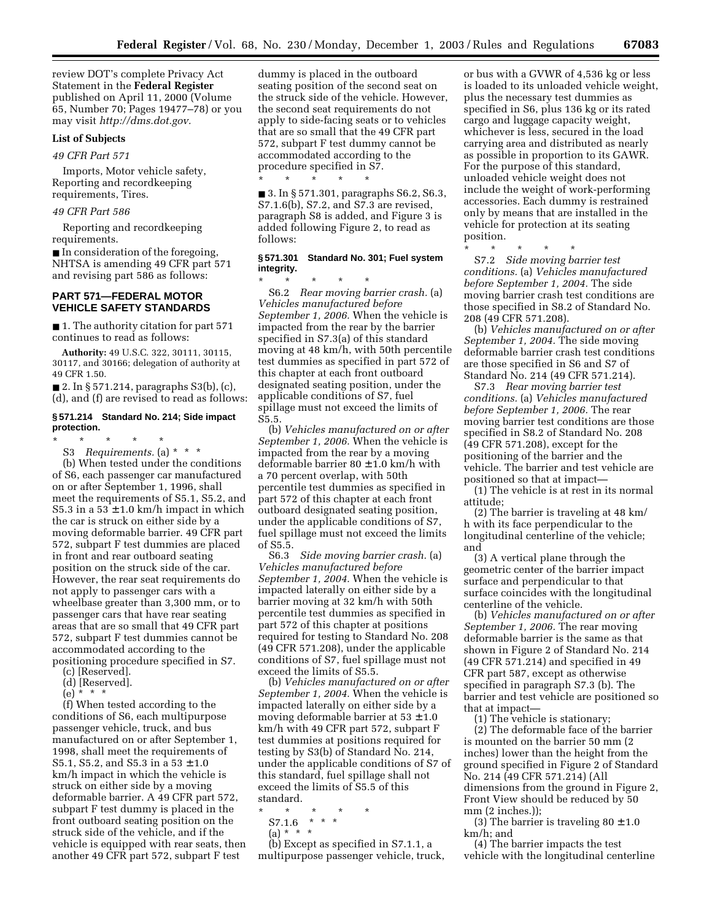review DOT's complete Privacy Act Statement in the **Federal Register** published on April 11, 2000 (Volume 65, Number 70; Pages 19477–78) or you may visit *http://dms.dot.gov.*

**List of Subjects**

*49 CFR Part 571*

Imports, Motor vehicle safety, Reporting and recordkeeping requirements, Tires.

*49 CFR Part 586*

Reporting and recordkeeping requirements.

■ In consideration of the foregoing, NHTSA is amending 49 CFR part 571 and revising part 586 as follows:

## PART 571—FEDERAL MOTOR VEHICLE SAFETY STANDARDS

■ 1. The authority citation for part 571 continues to read as follows:

**Authority:** 49 U.S.C. 322, 30111, 30115, 30117, and 30166; delegation of authority at 49 CFR 1.50.

■ 2. In § 571.214, paragraphs S3(b), (c), (d), and (f) are revised to read as follows:

### § 571.214 Standard No. 214; Side impact protection.

\* \* \* \* \*

S3 *Requirements.* (a) \* \* \*

(b) When tested under the conditions of S6, each passenger car manufactured on or after September 1, 1996, shall meet the requirements of S5.1, S5.2, and S5.3 in a 53 ± 1.0 km/h impact in which the car is struck on either side by a moving deformable barrier. 49 CFR part 572, subpart F test dummies are placed in front and rear outboard seating position on the struck side of the car. However, the rear seat requirements do not apply to passenger cars with a wheelbase greater than 3,300 mm, or to passenger cars that have rear seating areas that are so small that 49 CFR part 572, subpart F test dummies cannot be accommodated according to the positioning procedure specified in S7.

(c) [Reserved].

(d) [Reserved].

(e) \* \* \*

(f) When tested according to the conditions of S6, each multipurpose passenger vehicle, truck, and bus manufactured on or after September 1, 1998, shall meet the requirements of S5.1, S5.2, and S5.3 in a 53 ± 1.0 km/h impact in which the vehicle is struck on either side by a moving deformable barrier. A 49 CFR part 572, subpart F test dummy is placed in the front outboard seating position on the struck side of the vehicle, and if the vehicle is equipped with rear seats, then another 49 CFR part 572, subpart F test dummy is placed in the outboard seating position of the second seat on the struck side of the vehicle. However, the second seat requirements do not apply to side-facing seats or to vehicles that are so small that the 49 CFR part 572, subpart F test dummy cannot be accommodated according to the procedure specified in S7.

\* \* \* \* \*

■ 3. In § 571.301, paragraphs S6.2, S6.3, S7.1.6(b), S7.2, and S7.3 are revised, paragraph S8 is added, and Figure 3 is added following Figure 2, to read as follows:

### § 571.301 Standard No. 301; Fuel system integrity.

\* \* \* \* \*

S6.2 *Rear moving barrier crash.* (a) *Vehicles manufactured before September 1, 2006.* When the vehicle is impacted from the rear by the barrier specified in S7.3(a) of this standard moving at 48 km/h, with 50th percentile test dummies as specified in part 572 of this chapter at each front outboard designated seating position, under the applicable conditions of S7, fuel spillage must not exceed the limits of S5.5.

(b) *Vehicles manufactured on or after September 1, 2006.* When the vehicle is impacted from the rear by a moving deformable barrier 80 ± 1.0 km/h with a 70 percent overlap, with 50th percentile test dummies as specified in part 572 of this chapter at each front outboard designated seating position, under the applicable conditions of S7, fuel spillage must not exceed the limits of S5.5.

S6.3 *Side moving barrier crash.* (a) *Vehicles manufactured before September 1, 2004.* When the vehicle is impacted laterally on either side by a barrier moving at 32 km/h with 50th percentile test dummies as specified in part 572 of this chapter at positions required for testing to Standard No. 208 (49 CFR 571.208), under the applicable conditions of S7, fuel spillage must not exceed the limits of S5.5.

(b) *Vehicles manufactured on or after September 1, 2004.* When the vehicle is impacted laterally on either side by a moving deformable barrier at 53 ± 1.0 km/h with 49 CFR part 572, subpart F test dummies at positions required for testing by S3(b) of Standard No. 214, under the applicable conditions of S7 of this standard, fuel spillage shall not exceed the limits of S5.5 of this standard.

\* \* \* \* \*

S7.1.6 \* \* \*

(a) \* \* \*

(b) Except as specified in S7.1.1, a multipurpose passenger vehicle, truck, or bus with a GVWR of 4,536 kg or less is loaded to its unloaded vehicle weight, plus the necessary test dummies as specified in S6, plus 136 kg or its rated cargo and luggage capacity weight, whichever is less, secured in the load carrying area and distributed as nearly as possible in proportion to its GAWR. For the purpose of this standard, unloaded vehicle weight does not include the weight of work-performing accessories. Each dummy is restrained only by means that are installed in the vehicle for protection at its seating position.

\* \* \* \* \*

S7.2 *Side moving barrier test conditions.* (a) *Vehicles manufactured before September 1, 2004.* The side moving barrier crash test conditions are those specified in S8.2 of Standard No. 208 (49 CFR 571.208).

(b) *Vehicles manufactured on or after September 1, 2004.* The side moving deformable barrier crash test conditions are those specified in S6 and S7 of Standard No. 214 (49 CFR 571.214).

S7.3 *Rear moving barrier test conditions.* (a) *Vehicles manufactured before September 1, 2006.* The rear moving barrier test conditions are those specified in S8.2 of Standard No. 208 (49 CFR 571.208), except for the positioning of the barrier and the vehicle. The barrier and test vehicle are positioned so that at impact—

(1) The vehicle is at rest in its normal attitude;

(2) The barrier is traveling at 48 km/h with its face perpendicular to the longitudinal centerline of the vehicle; and

(3) A vertical plane through the geometric center of the barrier impact surface and perpendicular to that surface coincides with the longitudinal centerline of the vehicle.

(b) *Vehicles manufactured on or after September 1, 2006.* The rear moving deformable barrier is the same as that shown in Figure 2 of Standard No. 214 (49 CFR 571.214) and specified in 49 CFR part 587, except as otherwise specified in paragraph S7.3 (b). The barrier and test vehicle are positioned so that at impact—

(1) The vehicle is stationary;

(2) The deformable face of the barrier is mounted on the barrier 50 mm (2 inches) lower than the height from the ground specified in Figure 2 of Standard No. 214 (49 CFR 571.214) (All dimensions from the ground in Figure 2, Front View should be reduced by 50 mm (2 inches.));

(3) The barrier is traveling 80 ± 1.0 km/h; and

(4) The barrier impacts the test vehicle with the longitudinal centerline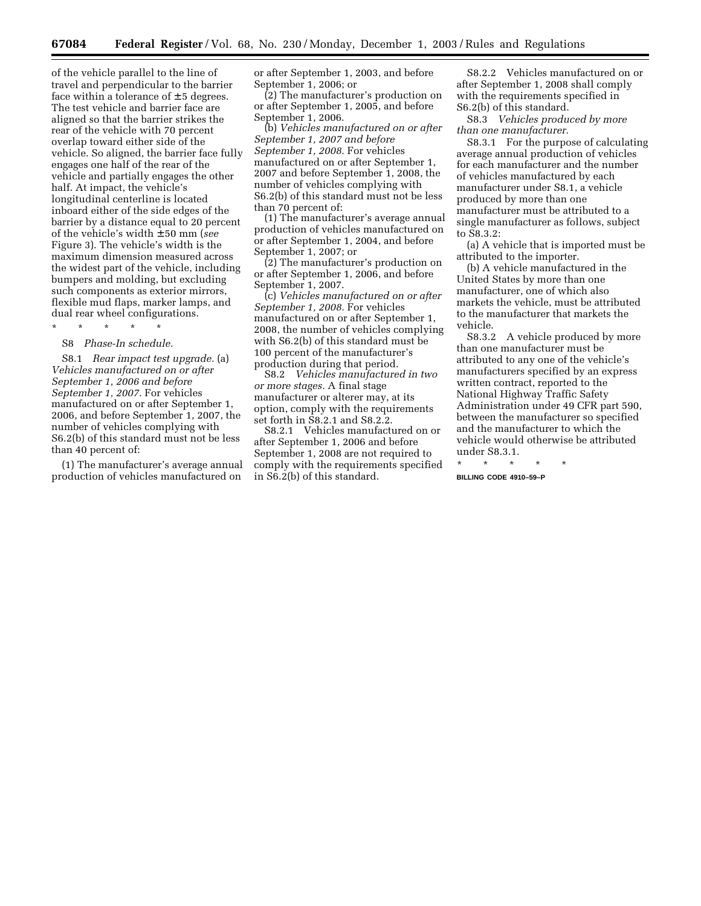of the vehicle parallel to the line of travel and perpendicular to the barrier face within a tolerance of ±5 degrees. The test vehicle and barrier face are aligned so that the barrier strikes the rear of the vehicle with 70 percent overlap toward either side of the vehicle. So aligned, the barrier face fully engages one half of the rear of the vehicle and partially engages the other half. At impact, the vehicle's longitudinal centerline is located inboard either of the side edges of the barrier by a distance equal to 20 percent of the vehicle's width ±50 mm (*see* Figure 3). The vehicle's width is the maximum dimension measured across the widest part of the vehicle, including bumpers and molding, but excluding such components as exterior mirrors, flexible mud flaps, marker lamps, and dual rear wheel configurations.

\* \* \* \* \*

S8 *Phase-In schedule.*

S8.1 *Rear impact test upgrade.* (a) *Vehicles manufactured on or after September 1, 2006 and before September 1, 2007.* For vehicles manufactured on or after September 1, 2006, and before September 1, 2007, the number of vehicles complying with S6.2(b) of this standard must not be less than 40 percent of:

(1) The manufacturer's average annual production of vehicles manufactured on or after September 1, 2003, and before September 1, 2006; or

(2) The manufacturer's production on or after September 1, 2005, and before September 1, 2006.

(b) *Vehicles manufactured on or after September 1, 2007 and before September 1, 2008.* For vehicles manufactured on or after September 1, 2007 and before September 1, 2008, the number of vehicles complying with S6.2(b) of this standard must not be less than 70 percent of:

(1) The manufacturer's average annual production of vehicles manufactured on or after September 1, 2004, and before September 1, 2007; or

(2) The manufacturer's production on or after September 1, 2006, and before September 1, 2007.

(c) *Vehicles manufactured on or after September 1, 2008.* For vehicles manufactured on or after September 1, 2008, the number of vehicles complying with S6.2(b) of this standard must be 100 percent of the manufacturer's production during that period.

S8.2 *Vehicles manufactured in two or more stages.* A final stage manufacturer or alterer may, at its option, comply with the requirements set forth in S8.2.1 and S8.2.2.

S8.2.1 Vehicles manufactured on or after September 1, 2006 and before September 1, 2008 are not required to comply with the requirements specified in S6.2(b) of this standard.

S8.2.2 Vehicles manufactured on or after September 1, 2008 shall comply with the requirements specified in S6.2(b) of this standard.

S8.3 *Vehicles produced by more than one manufacturer.*

S8.3.1 For the purpose of calculating average annual production of vehicles for each manufacturer and the number of vehicles manufactured by each manufacturer under S8.1, a vehicle produced by more than one manufacturer must be attributed to a single manufacturer as follows, subject to S8.3.2:

(a) A vehicle that is imported must be attributed to the importer.

(b) A vehicle manufactured in the United States by more than one manufacturer, one of which also markets the vehicle, must be attributed to the manufacturer that markets the vehicle.

S8.3.2 A vehicle produced by more than one manufacturer must be attributed to any one of the vehicle's manufacturers specified by an express written contract, reported to the National Highway Traffic Safety Administration under 49 CFR part 590, between the manufacturer so specified and the manufacturer to which the vehicle would otherwise be attributed under S8.3.1.

\* \* \* \* \*

BILLING CODE 4910–59–P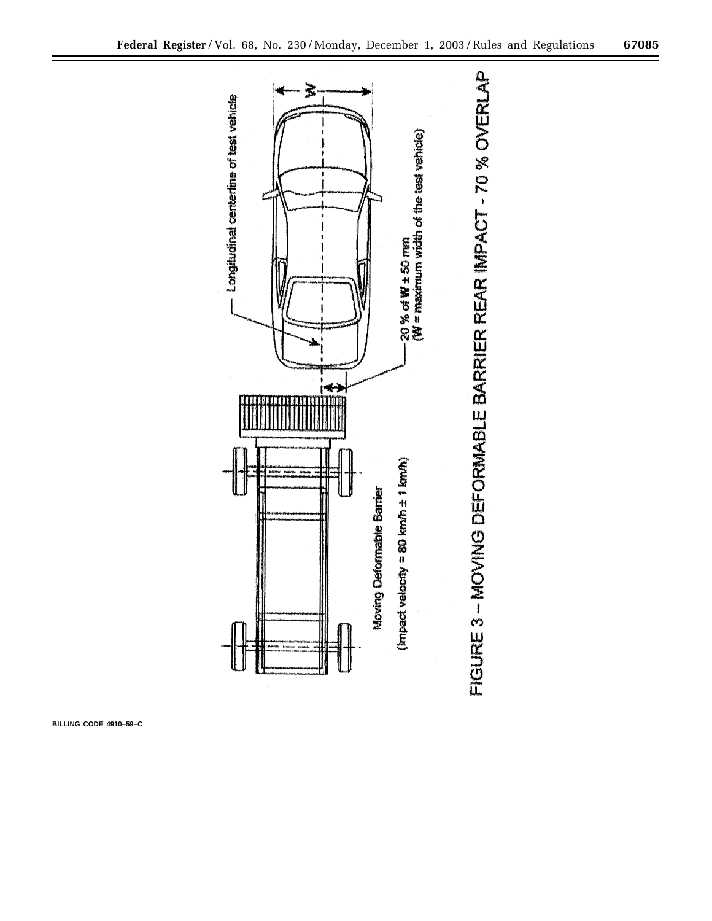Longitudinal centerline of test vehicle

W

20 % of W ± 50 mm
(W = maximum width of the test vehicle)

Moving Deformable Barrier

(Impact velocity = 80 km/h ± 1 km/h)

FIGURE 3 – MOVING DEFORMABLE BARRIER REAR IMPACT - 70 % OVERLAP

BILLING CODE 4910–59–C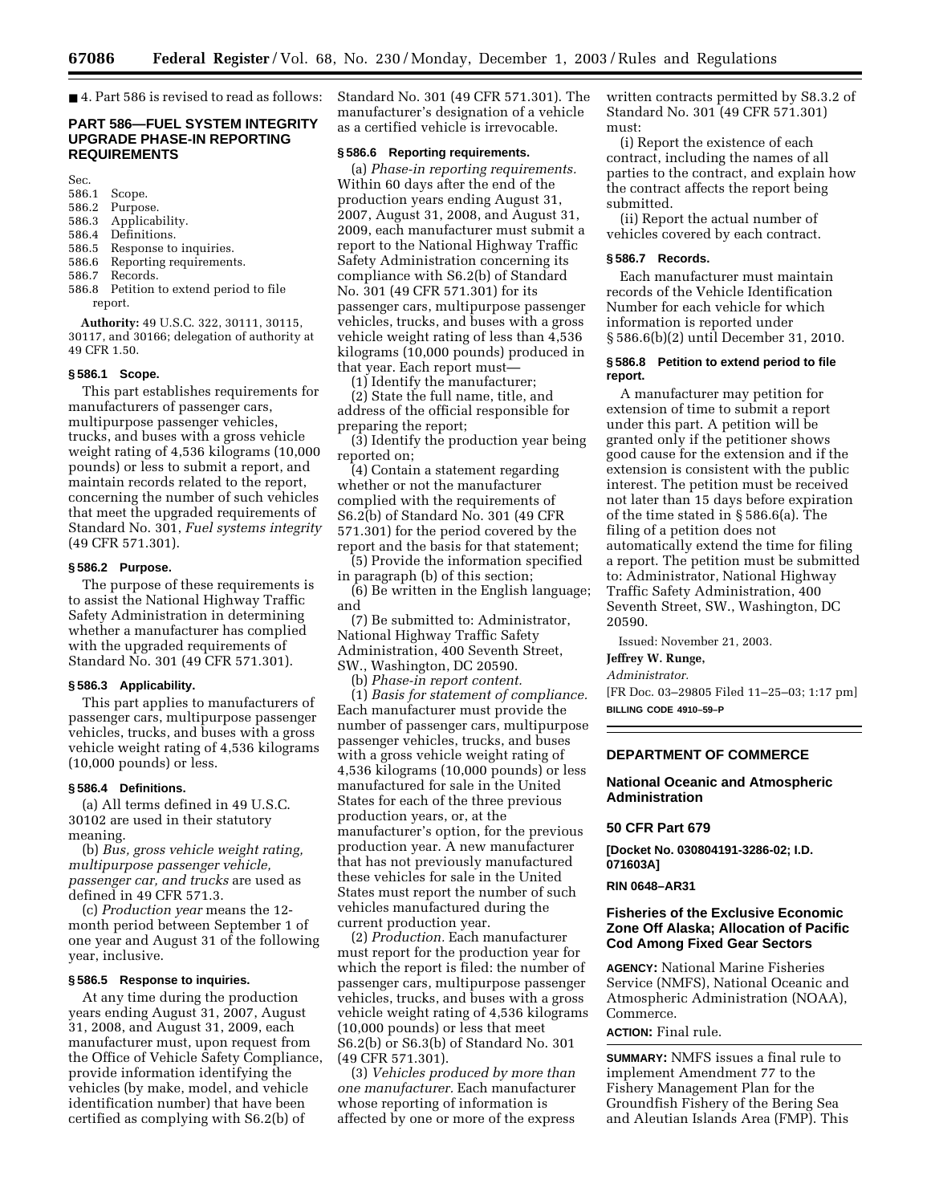■ 4. Part 586 is revised to read as follows:

## PART 586—FUEL SYSTEM INTEGRITY UPGRADE PHASE-IN REPORTING REQUIREMENTS

Sec.
586.1 Scope.
586.2 Purpose.
586.3 Applicability.
586.4 Definitions.
586.5 Response to inquiries.
586.6 Reporting requirements.
586.7 Records.
586.8 Petition to extend period to file report.

**Authority:** 49 U.S.C. 322, 30111, 30115, 30117, and 30166; delegation of authority at 49 CFR 1.50.

### § 586.1 Scope.

This part establishes requirements for manufacturers of passenger cars, multipurpose passenger vehicles, trucks, and buses with a gross vehicle weight rating of 4,536 kilograms (10,000 pounds) or less to submit a report, and maintain records related to the report, concerning the number of such vehicles that meet the upgraded requirements of Standard No. 301, *Fuel systems integrity* (49 CFR 571.301).

### § 586.2 Purpose.

The purpose of these requirements is to assist the National Highway Traffic Safety Administration in determining whether a manufacturer has complied with the upgraded requirements of Standard No. 301 (49 CFR 571.301).

### § 586.3 Applicability.

This part applies to manufacturers of passenger cars, multipurpose passenger vehicles, trucks, and buses with a gross vehicle weight rating of 4,536 kilograms (10,000 pounds) or less.

### § 586.4 Definitions.

(a) All terms defined in 49 U.S.C. 30102 are used in their statutory meaning.

(b) *Bus, gross vehicle weight rating, multipurpose passenger vehicle, passenger car, and trucks* are used as defined in 49 CFR 571.3.

(c) *Production year* means the 12-month period between September 1 of one year and August 31 of the following year, inclusive.

### § 586.5 Response to inquiries.

At any time during the production years ending August 31, 2007, August 31, 2008, and August 31, 2009, each manufacturer must, upon request from the Office of Vehicle Safety Compliance, provide information identifying the vehicles (by make, model, and vehicle identification number) that have been certified as complying with S6.2(b) of Standard No. 301 (49 CFR 571.301). The manufacturer's designation of a vehicle as a certified vehicle is irrevocable.

### § 586.6 Reporting requirements.

(a) *Phase-in reporting requirements.* Within 60 days after the end of the production years ending August 31, 2007, August 31, 2008, and August 31, 2009, each manufacturer must submit a report to the National Highway Traffic Safety Administration concerning its compliance with S6.2(b) of Standard No. 301 (49 CFR 571.301) for its passenger cars, multipurpose passenger vehicles, trucks, and buses with a gross vehicle weight rating of less than 4,536 kilograms (10,000 pounds) produced in that year. Each report must—

(1) Identify the manufacturer;

(2) State the full name, title, and address of the official responsible for preparing the report;

(3) Identify the production year being reported on;

(4) Contain a statement regarding whether or not the manufacturer complied with the requirements of S6.2(b) of Standard No. 301 (49 CFR 571.301) for the period covered by the report and the basis for that statement;

(5) Provide the information specified in paragraph (b) of this section;

(6) Be written in the English language; and

(7) Be submitted to: Administrator, National Highway Traffic Safety Administration, 400 Seventh Street, SW., Washington, DC 20590.

(b) *Phase-in report content.*

(1) *Basis for statement of compliance.* Each manufacturer must provide the number of passenger cars, multipurpose passenger vehicles, trucks, and buses with a gross vehicle weight rating of 4,536 kilograms (10,000 pounds) or less manufactured for sale in the United States for each of the three previous production years, or, at the manufacturer's option, for the previous production year. A new manufacturer that has not previously manufactured these vehicles for sale in the United States must report the number of such vehicles manufactured during the current production year.

(2) *Production.* Each manufacturer must report for the production year for which the report is filed: the number of passenger cars, multipurpose passenger vehicles, trucks, and buses with a gross vehicle weight rating of 4,536 kilograms (10,000 pounds) or less that meet S6.2(b) or S6.3(b) of Standard No. 301 (49 CFR 571.301).

(3) *Vehicles produced by more than one manufacturer.* Each manufacturer whose reporting of information is affected by one or more of the express written contracts permitted by S8.3.2 of Standard No. 301 (49 CFR 571.301) must:

(i) Report the existence of each contract, including the names of all parties to the contract, and explain how the contract affects the report being submitted.

(ii) Report the actual number of vehicles covered by each contract.

### § 586.7 Records.

Each manufacturer must maintain records of the Vehicle Identification Number for each vehicle for which information is reported under § 586.6(b)(2) until December 31, 2010.

### § 586.8 Petition to extend period to file report.

A manufacturer may petition for extension of time to submit a report under this part. A petition will be granted only if the petitioner shows good cause for the extension and if the extension is consistent with the public interest. The petition must be received not later than 15 days before expiration of the time stated in § 586.6(a). The filing of a petition does not automatically extend the time for filing a report. The petition must be submitted to: Administrator, National Highway Traffic Safety Administration, 400 Seventh Street, SW., Washington, DC 20590.

Issued: November 21, 2003.

**Jeffrey W. Runge,**

*Administrator.*

[FR Doc. 03–29805 Filed 11–25–03; 1:17 pm]

**BILLING CODE 4910–59–P**

---

## DEPARTMENT OF COMMERCE

### National Oceanic and Atmospheric Administration

### 50 CFR Part 679

**[Docket No. 030804191-3286-02; I.D. 071603A]**

**RIN 0648–AR31**

### Fisheries of the Exclusive Economic Zone Off Alaska; Allocation of Pacific Cod Among Fixed Gear Sectors

**AGENCY:** National Marine Fisheries Service (NMFS), National Oceanic and Atmospheric Administration (NOAA), Commerce.

**ACTION:** Final rule.

**SUMMARY:** NMFS issues a final rule to implement Amendment 77 to the Fishery Management Plan for the Groundfish Fishery of the Bering Sea and Aleutian Islands Area (FMP). This